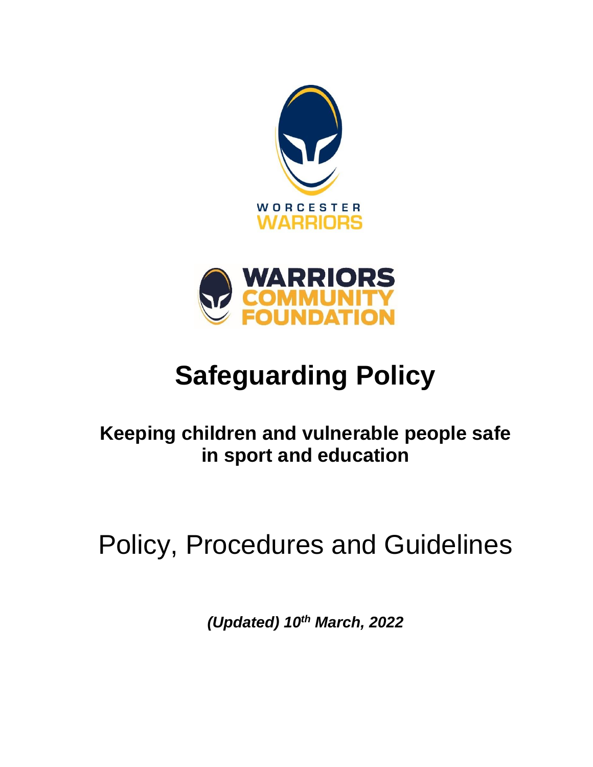WORCESTER WARRIORS

WARRIORS COMMUNITY FOUNDATION

# Safeguarding Policy

## Keeping children and vulnerable people safe in sport and education

# Policy, Procedures and Guidelines

***(Updated) 10th March, 2022***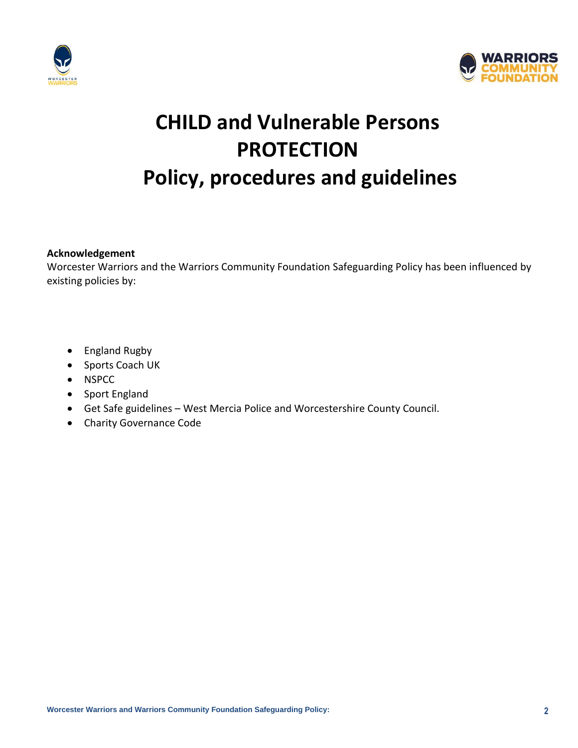# CHILD and Vulnerable Persons PROTECTION Policy, procedures and guidelines

**Acknowledgement**

Worcester Warriors and the Warriors Community Foundation Safeguarding Policy has been influenced by existing policies by:

- England Rugby
- Sports Coach UK
- NSPCC
- Sport England
- Get Safe guidelines – West Mercia Police and Worcestershire County Council.
- Charity Governance Code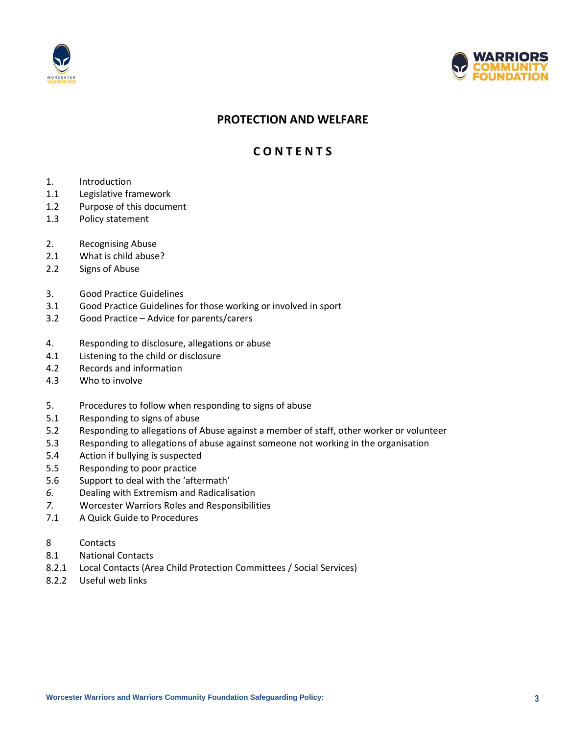## PROTECTION AND WELFARE

## C O N T E N T S

1. Introduction
1.1 Legislative framework
1.2 Purpose of this document
1.3 Policy statement

2. Recognising Abuse
2.1 What is child abuse?
2.2 Signs of Abuse

3. Good Practice Guidelines
3.1 Good Practice Guidelines for those working or involved in sport
3.2 Good Practice – Advice for parents/carers

4. Responding to disclosure, allegations or abuse
4.1 Listening to the child or disclosure
4.2 Records and information
4.3 Who to involve

5. Procedures to follow when responding to signs of abuse
5.1 Responding to signs of abuse
5.2 Responding to allegations of Abuse against a member of staff, other worker or volunteer
5.3 Responding to allegations of abuse against someone not working in the organisation
5.4 Action if bullying is suspected
5.5 Responding to poor practice
5.6 Support to deal with the 'aftermath'
*6.* Dealing with Extremism and Radicalisation
*7.* Worcester Warriors Roles and Responsibilities
7.1 A Quick Guide to Procedures

8 Contacts
8.1 National Contacts
8.2.1 Local Contacts (Area Child Protection Committees / Social Services)
8.2.2 Useful web links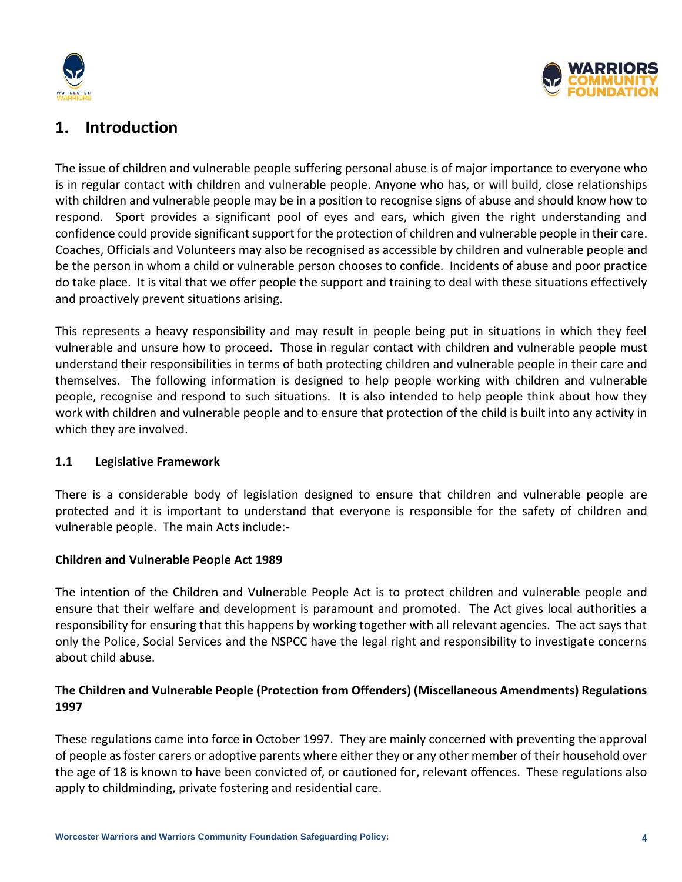# 1. Introduction

The issue of children and vulnerable people suffering personal abuse is of major importance to everyone who is in regular contact with children and vulnerable people. Anyone who has, or will build, close relationships with children and vulnerable people may be in a position to recognise signs of abuse and should know how to respond. Sport provides a significant pool of eyes and ears, which given the right understanding and confidence could provide significant support for the protection of children and vulnerable people in their care. Coaches, Officials and Volunteers may also be recognised as accessible by children and vulnerable people and be the person in whom a child or vulnerable person chooses to confide. Incidents of abuse and poor practice do take place. It is vital that we offer people the support and training to deal with these situations effectively and proactively prevent situations arising.

This represents a heavy responsibility and may result in people being put in situations in which they feel vulnerable and unsure how to proceed. Those in regular contact with children and vulnerable people must understand their responsibilities in terms of both protecting children and vulnerable people in their care and themselves. The following information is designed to help people working with children and vulnerable people, recognise and respond to such situations. It is also intended to help people think about how they work with children and vulnerable people and to ensure that protection of the child is built into any activity in which they are involved.

## 1.1 Legislative Framework

There is a considerable body of legislation designed to ensure that children and vulnerable people are protected and it is important to understand that everyone is responsible for the safety of children and vulnerable people. The main Acts include:-

**Children and Vulnerable People Act 1989**

The intention of the Children and Vulnerable People Act is to protect children and vulnerable people and ensure that their welfare and development is paramount and promoted. The Act gives local authorities a responsibility for ensuring that this happens by working together with all relevant agencies. The act says that only the Police, Social Services and the NSPCC have the legal right and responsibility to investigate concerns about child abuse.

**The Children and Vulnerable People (Protection from Offenders) (Miscellaneous Amendments) Regulations 1997**

These regulations came into force in October 1997. They are mainly concerned with preventing the approval of people as foster carers or adoptive parents where either they or any other member of their household over the age of 18 is known to have been convicted of, or cautioned for, relevant offences. These regulations also apply to childminding, private fostering and residential care.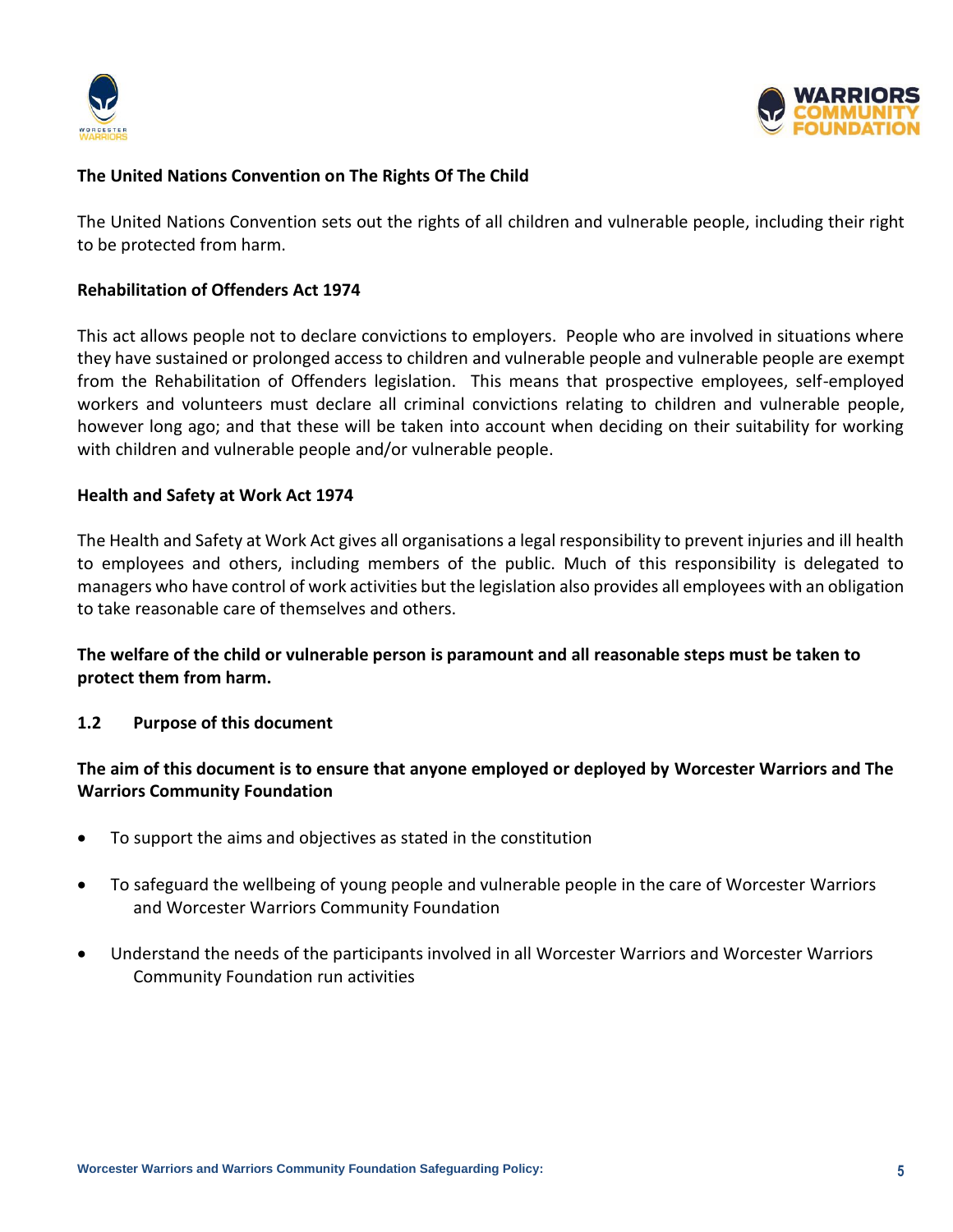**The United Nations Convention on The Rights Of The Child**

The United Nations Convention sets out the rights of all children and vulnerable people, including their right to be protected from harm.

**Rehabilitation of Offenders Act 1974**

This act allows people not to declare convictions to employers. People who are involved in situations where they have sustained or prolonged access to children and vulnerable people and vulnerable people are exempt from the Rehabilitation of Offenders legislation. This means that prospective employees, self-employed workers and volunteers must declare all criminal convictions relating to children and vulnerable people, however long ago; and that these will be taken into account when deciding on their suitability for working with children and vulnerable people and/or vulnerable people.

**Health and Safety at Work Act 1974**

The Health and Safety at Work Act gives all organisations a legal responsibility to prevent injuries and ill health to employees and others, including members of the public. Much of this responsibility is delegated to managers who have control of work activities but the legislation also provides all employees with an obligation to take reasonable care of themselves and others.

**The welfare of the child or vulnerable person is paramount and all reasonable steps must be taken to protect them from harm.**

### 1.2 Purpose of this document

**The aim of this document is to ensure that anyone employed or deployed by Worcester Warriors and The Warriors Community Foundation**

- To support the aims and objectives as stated in the constitution
- To safeguard the wellbeing of young people and vulnerable people in the care of Worcester Warriors and Worcester Warriors Community Foundation
- Understand the needs of the participants involved in all Worcester Warriors and Worcester Warriors Community Foundation run activities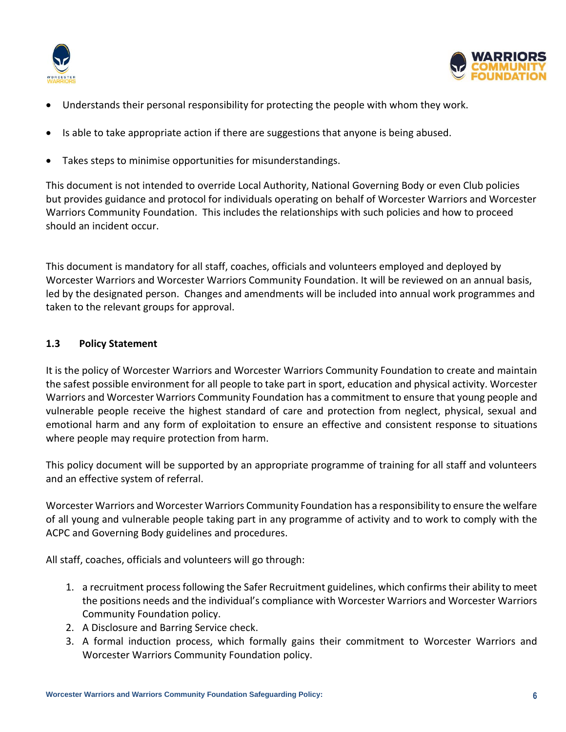- Understands their personal responsibility for protecting the people with whom they work.
- Is able to take appropriate action if there are suggestions that anyone is being abused.
- Takes steps to minimise opportunities for misunderstandings.

This document is not intended to override Local Authority, National Governing Body or even Club policies but provides guidance and protocol for individuals operating on behalf of Worcester Warriors and Worcester Warriors Community Foundation. This includes the relationships with such policies and how to proceed should an incident occur.

This document is mandatory for all staff, coaches, officials and volunteers employed and deployed by Worcester Warriors and Worcester Warriors Community Foundation. It will be reviewed on an annual basis, led by the designated person. Changes and amendments will be included into annual work programmes and taken to the relevant groups for approval.

### 1.3 Policy Statement

It is the policy of Worcester Warriors and Worcester Warriors Community Foundation to create and maintain the safest possible environment for all people to take part in sport, education and physical activity. Worcester Warriors and Worcester Warriors Community Foundation has a commitment to ensure that young people and vulnerable people receive the highest standard of care and protection from neglect, physical, sexual and emotional harm and any form of exploitation to ensure an effective and consistent response to situations where people may require protection from harm.

This policy document will be supported by an appropriate programme of training for all staff and volunteers and an effective system of referral.

Worcester Warriors and Worcester Warriors Community Foundation has a responsibility to ensure the welfare of all young and vulnerable people taking part in any programme of activity and to work to comply with the ACPC and Governing Body guidelines and procedures.

All staff, coaches, officials and volunteers will go through:

1. a recruitment process following the Safer Recruitment guidelines, which confirms their ability to meet the positions needs and the individual's compliance with Worcester Warriors and Worcester Warriors Community Foundation policy.
2. A Disclosure and Barring Service check.
3. A formal induction process, which formally gains their commitment to Worcester Warriors and Worcester Warriors Community Foundation policy.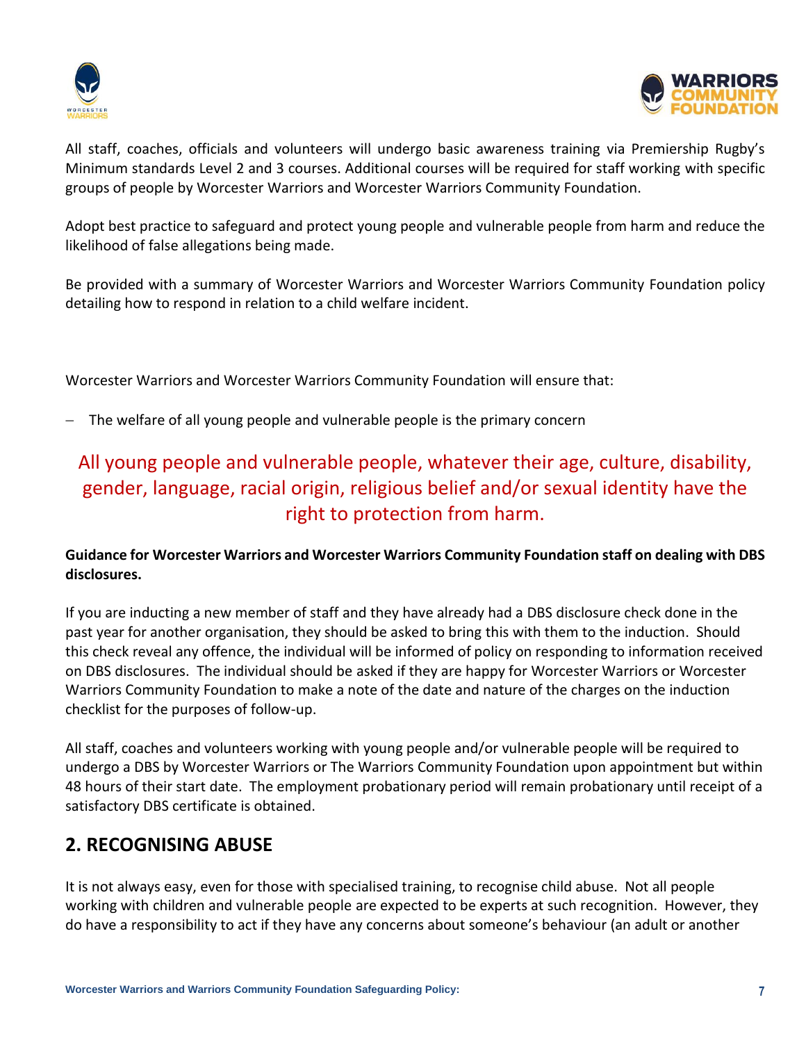All staff, coaches, officials and volunteers will undergo basic awareness training via Premiership Rugby's Minimum standards Level 2 and 3 courses. Additional courses will be required for staff working with specific groups of people by Worcester Warriors and Worcester Warriors Community Foundation.

Adopt best practice to safeguard and protect young people and vulnerable people from harm and reduce the likelihood of false allegations being made.

Be provided with a summary of Worcester Warriors and Worcester Warriors Community Foundation policy detailing how to respond in relation to a child welfare incident.

Worcester Warriors and Worcester Warriors Community Foundation will ensure that:

- The welfare of all young people and vulnerable people is the primary concern

All young people and vulnerable people, whatever their age, culture, disability, gender, language, racial origin, religious belief and/or sexual identity have the right to protection from harm.

**Guidance for Worcester Warriors and Worcester Warriors Community Foundation staff on dealing with DBS disclosures.**

If you are inducting a new member of staff and they have already had a DBS disclosure check done in the past year for another organisation, they should be asked to bring this with them to the induction. Should this check reveal any offence, the individual will be informed of policy on responding to information received on DBS disclosures. The individual should be asked if they are happy for Worcester Warriors or Worcester Warriors Community Foundation to make a note of the date and nature of the charges on the induction checklist for the purposes of follow-up.

All staff, coaches and volunteers working with young people and/or vulnerable people will be required to undergo a DBS by Worcester Warriors or The Warriors Community Foundation upon appointment but within 48 hours of their start date. The employment probationary period will remain probationary until receipt of a satisfactory DBS certificate is obtained.

## 2. RECOGNISING ABUSE

It is not always easy, even for those with specialised training, to recognise child abuse. Not all people working with children and vulnerable people are expected to be experts at such recognition. However, they do have a responsibility to act if they have any concerns about someone's behaviour (an adult or another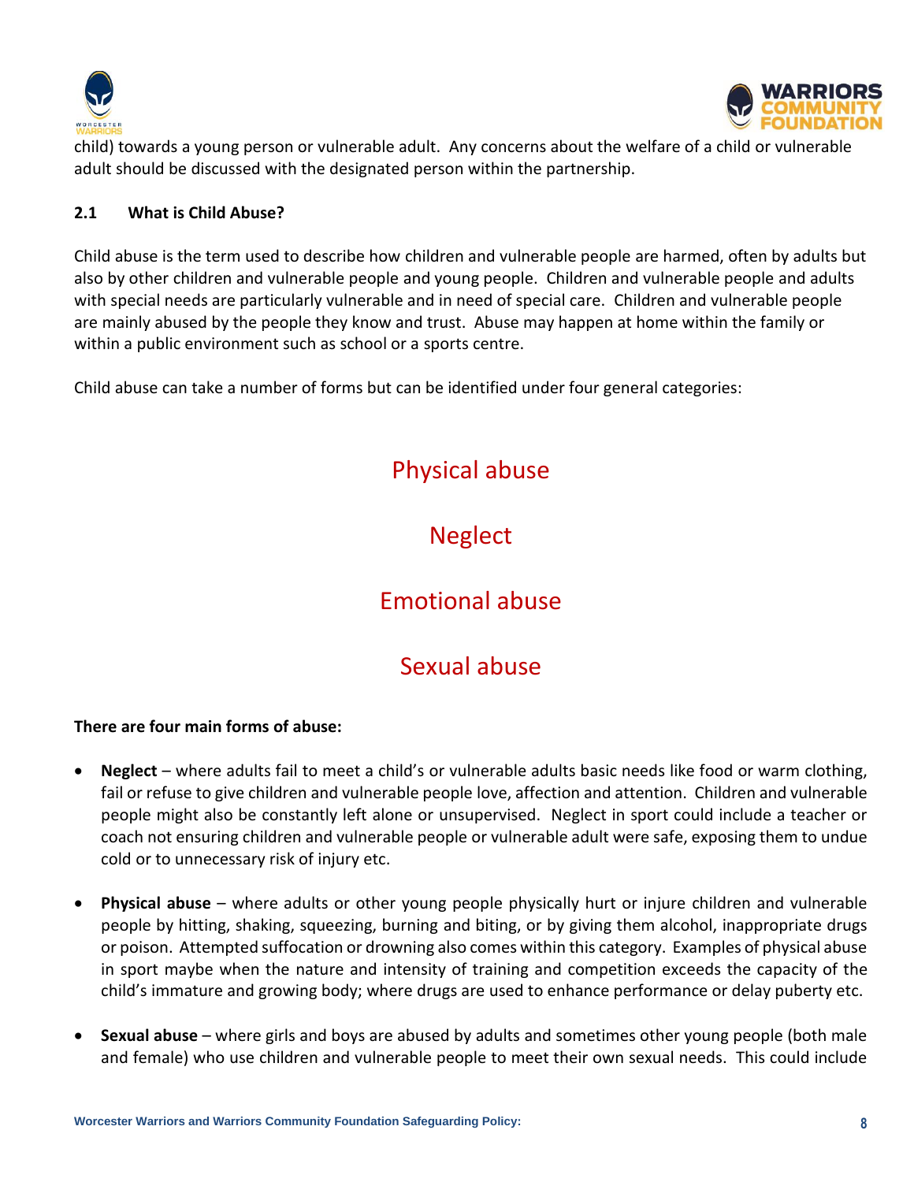child) towards a young person or vulnerable adult. Any concerns about the welfare of a child or vulnerable adult should be discussed with the designated person within the partnership.

### 2.1 What is Child Abuse?

Child abuse is the term used to describe how children and vulnerable people are harmed, often by adults but also by other children and vulnerable people and young people. Children and vulnerable people and adults with special needs are particularly vulnerable and in need of special care. Children and vulnerable people are mainly abused by the people they know and trust. Abuse may happen at home within the family or within a public environment such as school or a sports centre.

Child abuse can take a number of forms but can be identified under four general categories:

Physical abuse

Neglect

Emotional abuse

Sexual abuse

**There are four main forms of abuse:**

- **Neglect** – where adults fail to meet a child's or vulnerable adults basic needs like food or warm clothing, fail or refuse to give children and vulnerable people love, affection and attention. Children and vulnerable people might also be constantly left alone or unsupervised. Neglect in sport could include a teacher or coach not ensuring children and vulnerable people or vulnerable adult were safe, exposing them to undue cold or to unnecessary risk of injury etc.

- **Physical abuse** – where adults or other young people physically hurt or injure children and vulnerable people by hitting, shaking, squeezing, burning and biting, or by giving them alcohol, inappropriate drugs or poison. Attempted suffocation or drowning also comes within this category. Examples of physical abuse in sport maybe when the nature and intensity of training and competition exceeds the capacity of the child's immature and growing body; where drugs are used to enhance performance or delay puberty etc.

- **Sexual abuse** – where girls and boys are abused by adults and sometimes other young people (both male and female) who use children and vulnerable people to meet their own sexual needs. This could include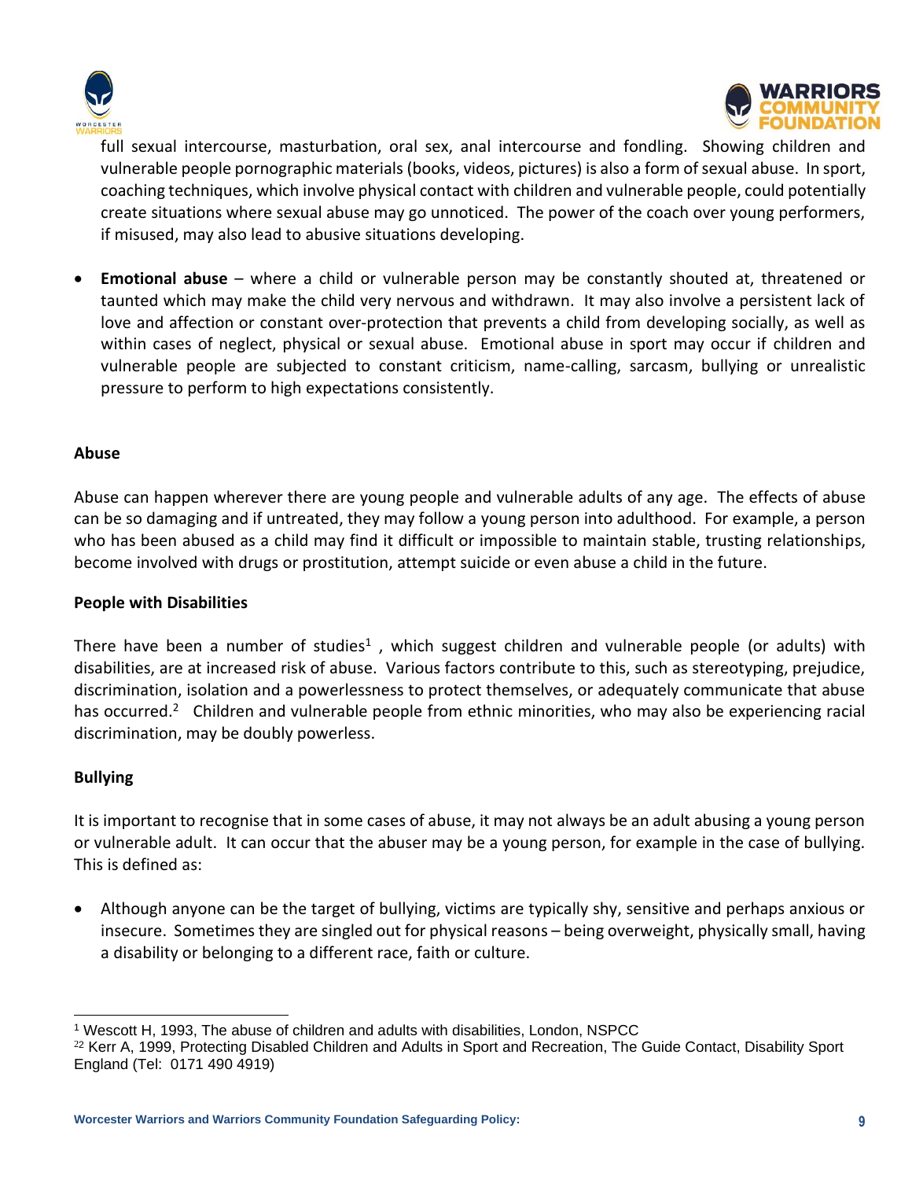full sexual intercourse, masturbation, oral sex, anal intercourse and fondling. Showing children and vulnerable people pornographic materials (books, videos, pictures) is also a form of sexual abuse. In sport, coaching techniques, which involve physical contact with children and vulnerable people, could potentially create situations where sexual abuse may go unnoticed. The power of the coach over young performers, if misused, may also lead to abusive situations developing.

- **Emotional abuse** – where a child or vulnerable person may be constantly shouted at, threatened or taunted which may make the child very nervous and withdrawn. It may also involve a persistent lack of love and affection or constant over-protection that prevents a child from developing socially, as well as within cases of neglect, physical or sexual abuse. Emotional abuse in sport may occur if children and vulnerable people are subjected to constant criticism, name-calling, sarcasm, bullying or unrealistic pressure to perform to high expectations consistently.

**Abuse**

Abuse can happen wherever there are young people and vulnerable adults of any age. The effects of abuse can be so damaging and if untreated, they may follow a young person into adulthood. For example, a person who has been abused as a child may find it difficult or impossible to maintain stable, trusting relationships, become involved with drugs or prostitution, attempt suicide or even abuse a child in the future.

**People with Disabilities**

There have been a number of studies[1] , which suggest children and vulnerable people (or adults) with disabilities, are at increased risk of abuse. Various factors contribute to this, such as stereotyping, prejudice, discrimination, isolation and a powerlessness to protect themselves, or adequately communicate that abuse has occurred.[2] Children and vulnerable people from ethnic minorities, who may also be experiencing racial discrimination, may be doubly powerless.

**Bullying**

It is important to recognise that in some cases of abuse, it may not always be an adult abusing a young person or vulnerable adult. It can occur that the abuser may be a young person, for example in the case of bullying. This is defined as:

- Although anyone can be the target of bullying, victims are typically shy, sensitive and perhaps anxious or insecure. Sometimes they are singled out for physical reasons – being overweight, physically small, having a disability or belonging to a different race, faith or culture.

[1] Wescott H, 1993, The abuse of children and adults with disabilities, London, NSPCC

[22] Kerr A, 1999, Protecting Disabled Children and Adults in Sport and Recreation, The Guide Contact, Disability Sport England (Tel: 0171 490 4919)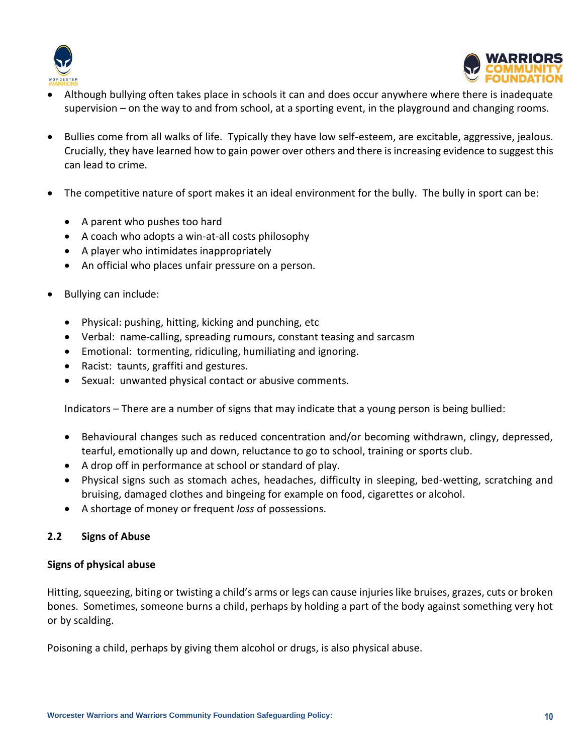- Although bullying often takes place in schools it can and does occur anywhere where there is inadequate supervision – on the way to and from school, at a sporting event, in the playground and changing rooms.

- Bullies come from all walks of life. Typically they have low self-esteem, are excitable, aggressive, jealous. Crucially, they have learned how to gain power over others and there is increasing evidence to suggest this can lead to crime.

- The competitive nature of sport makes it an ideal environment for the bully. The bully in sport can be:

  - A parent who pushes too hard
  - A coach who adopts a win-at-all costs philosophy
  - A player who intimidates inappropriately
  - An official who places unfair pressure on a person.

- Bullying can include:

  - Physical: pushing, hitting, kicking and punching, etc
  - Verbal: name-calling, spreading rumours, constant teasing and sarcasm
  - Emotional: tormenting, ridiculing, humiliating and ignoring.
  - Racist: taunts, graffiti and gestures.
  - Sexual: unwanted physical contact or abusive comments.

  Indicators – There are a number of signs that may indicate that a young person is being bullied:

  - Behavioural changes such as reduced concentration and/or becoming withdrawn, clingy, depressed, tearful, emotionally up and down, reluctance to go to school, training or sports club.
  - A drop off in performance at school or standard of play.
  - Physical signs such as stomach aches, headaches, difficulty in sleeping, bed-wetting, scratching and bruising, damaged clothes and bingeing for example on food, cigarettes or alcohol.
  - A shortage of money or frequent *loss* of possessions.

### 2.2 Signs of Abuse

**Signs of physical abuse**

Hitting, squeezing, biting or twisting a child's arms or legs can cause injuries like bruises, grazes, cuts or broken bones. Sometimes, someone burns a child, perhaps by holding a part of the body against something very hot or by scalding.

Poisoning a child, perhaps by giving them alcohol or drugs, is also physical abuse.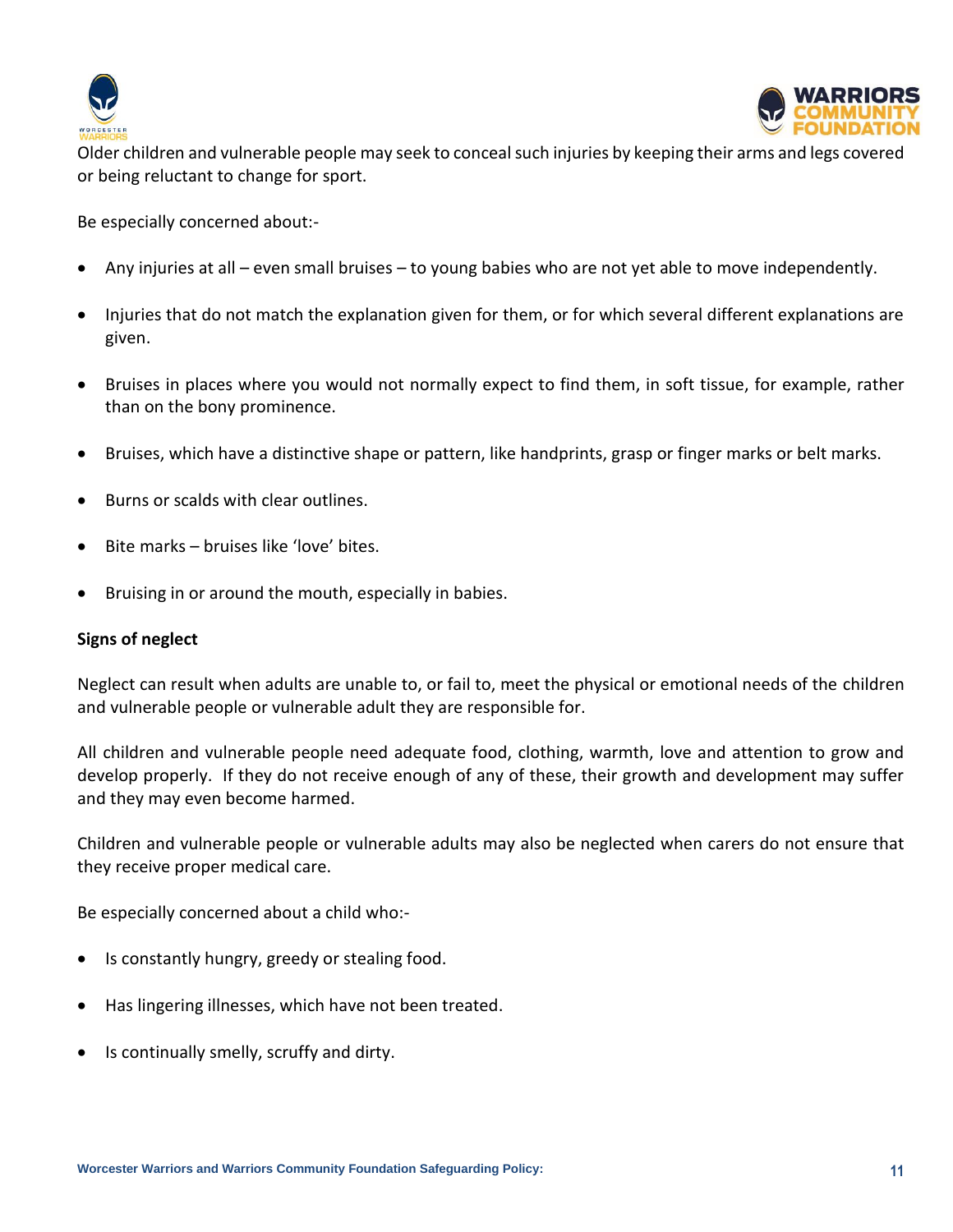Older children and vulnerable people may seek to conceal such injuries by keeping their arms and legs covered or being reluctant to change for sport.

Be especially concerned about:-

- Any injuries at all – even small bruises – to young babies who are not yet able to move independently.
- Injuries that do not match the explanation given for them, or for which several different explanations are given.
- Bruises in places where you would not normally expect to find them, in soft tissue, for example, rather than on the bony prominence.
- Bruises, which have a distinctive shape or pattern, like handprints, grasp or finger marks or belt marks.
- Burns or scalds with clear outlines.
- Bite marks – bruises like 'love' bites.
- Bruising in or around the mouth, especially in babies.

**Signs of neglect**

Neglect can result when adults are unable to, or fail to, meet the physical or emotional needs of the children and vulnerable people or vulnerable adult they are responsible for.

All children and vulnerable people need adequate food, clothing, warmth, love and attention to grow and develop properly. If they do not receive enough of any of these, their growth and development may suffer and they may even become harmed.

Children and vulnerable people or vulnerable adults may also be neglected when carers do not ensure that they receive proper medical care.

Be especially concerned about a child who:-

- Is constantly hungry, greedy or stealing food.
- Has lingering illnesses, which have not been treated.
- Is continually smelly, scruffy and dirty.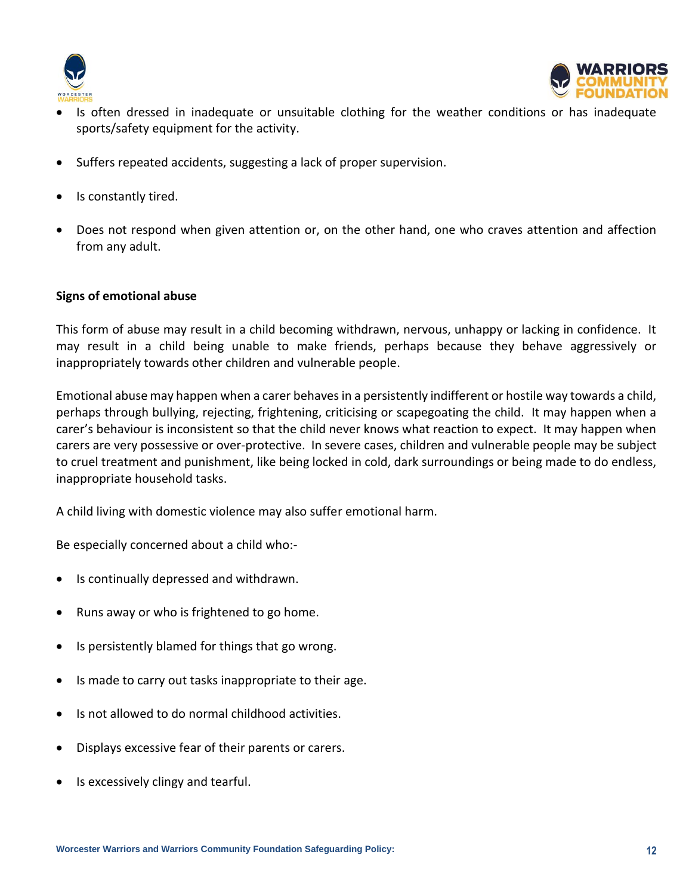- Is often dressed in inadequate or unsuitable clothing for the weather conditions or has inadequate sports/safety equipment for the activity.

- Suffers repeated accidents, suggesting a lack of proper supervision.

- Is constantly tired.

- Does not respond when given attention or, on the other hand, one who craves attention and affection from any adult.

**Signs of emotional abuse**

This form of abuse may result in a child becoming withdrawn, nervous, unhappy or lacking in confidence. It may result in a child being unable to make friends, perhaps because they behave aggressively or inappropriately towards other children and vulnerable people.

Emotional abuse may happen when a carer behaves in a persistently indifferent or hostile way towards a child, perhaps through bullying, rejecting, frightening, criticising or scapegoating the child. It may happen when a carer's behaviour is inconsistent so that the child never knows what reaction to expect. It may happen when carers are very possessive or over-protective. In severe cases, children and vulnerable people may be subject to cruel treatment and punishment, like being locked in cold, dark surroundings or being made to do endless, inappropriate household tasks.

A child living with domestic violence may also suffer emotional harm.

Be especially concerned about a child who:-

- Is continually depressed and withdrawn.

- Runs away or who is frightened to go home.

- Is persistently blamed for things that go wrong.

- Is made to carry out tasks inappropriate to their age.

- Is not allowed to do normal childhood activities.

- Displays excessive fear of their parents or carers.

- Is excessively clingy and tearful.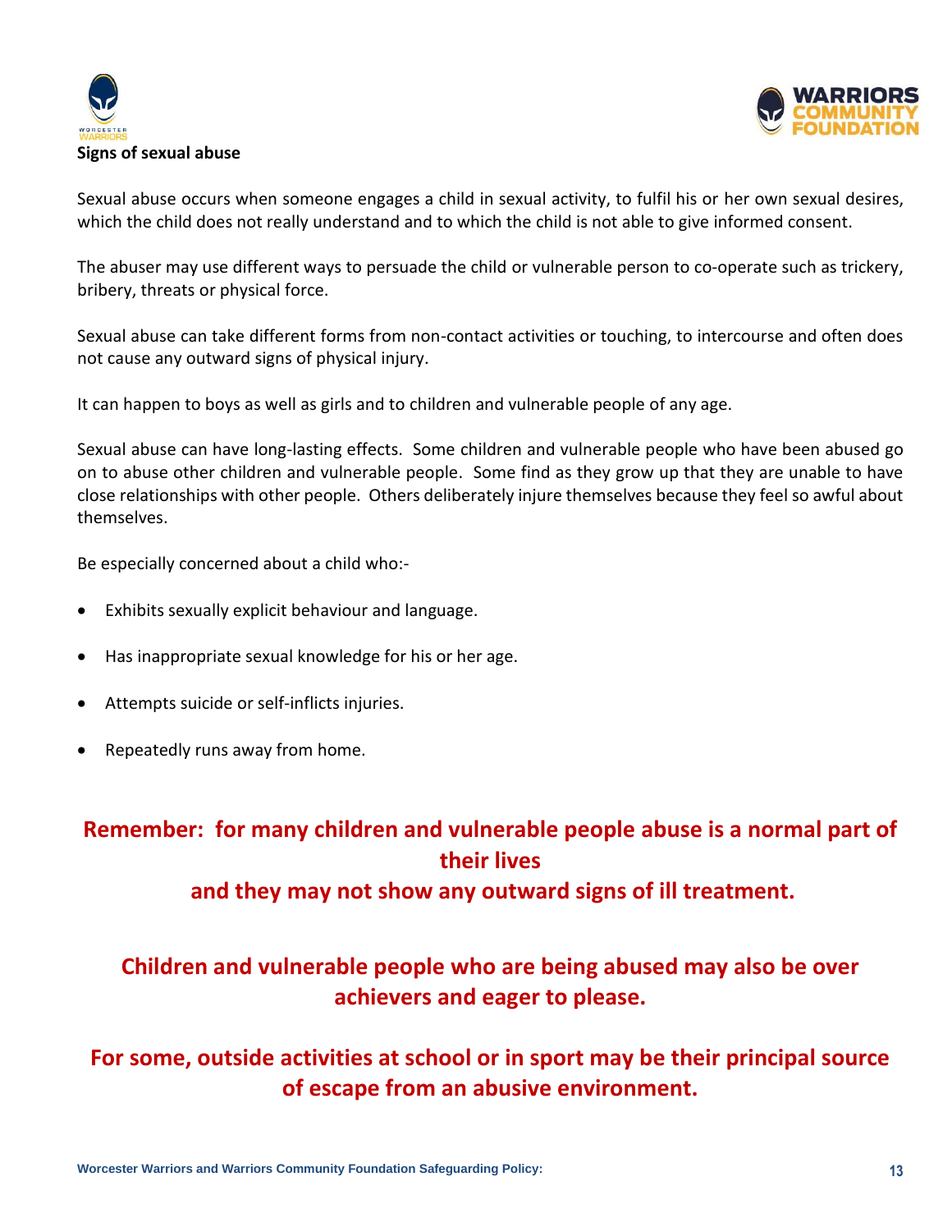**Signs of sexual abuse**

Sexual abuse occurs when someone engages a child in sexual activity, to fulfil his or her own sexual desires, which the child does not really understand and to which the child is not able to give informed consent.

The abuser may use different ways to persuade the child or vulnerable person to co-operate such as trickery, bribery, threats or physical force.

Sexual abuse can take different forms from non-contact activities or touching, to intercourse and often does not cause any outward signs of physical injury.

It can happen to boys as well as girls and to children and vulnerable people of any age.

Sexual abuse can have long-lasting effects. Some children and vulnerable people who have been abused go on to abuse other children and vulnerable people. Some find as they grow up that they are unable to have close relationships with other people. Others deliberately injure themselves because they feel so awful about themselves.

Be especially concerned about a child who:-

- Exhibits sexually explicit behaviour and language.
- Has inappropriate sexual knowledge for his or her age.
- Attempts suicide or self-inflicts injuries.
- Repeatedly runs away from home.

**Remember: for many children and vulnerable people abuse is a normal part of their lives and they may not show any outward signs of ill treatment.**

**Children and vulnerable people who are being abused may also be over achievers and eager to please.**

**For some, outside activities at school or in sport may be their principal source of escape from an abusive environment.**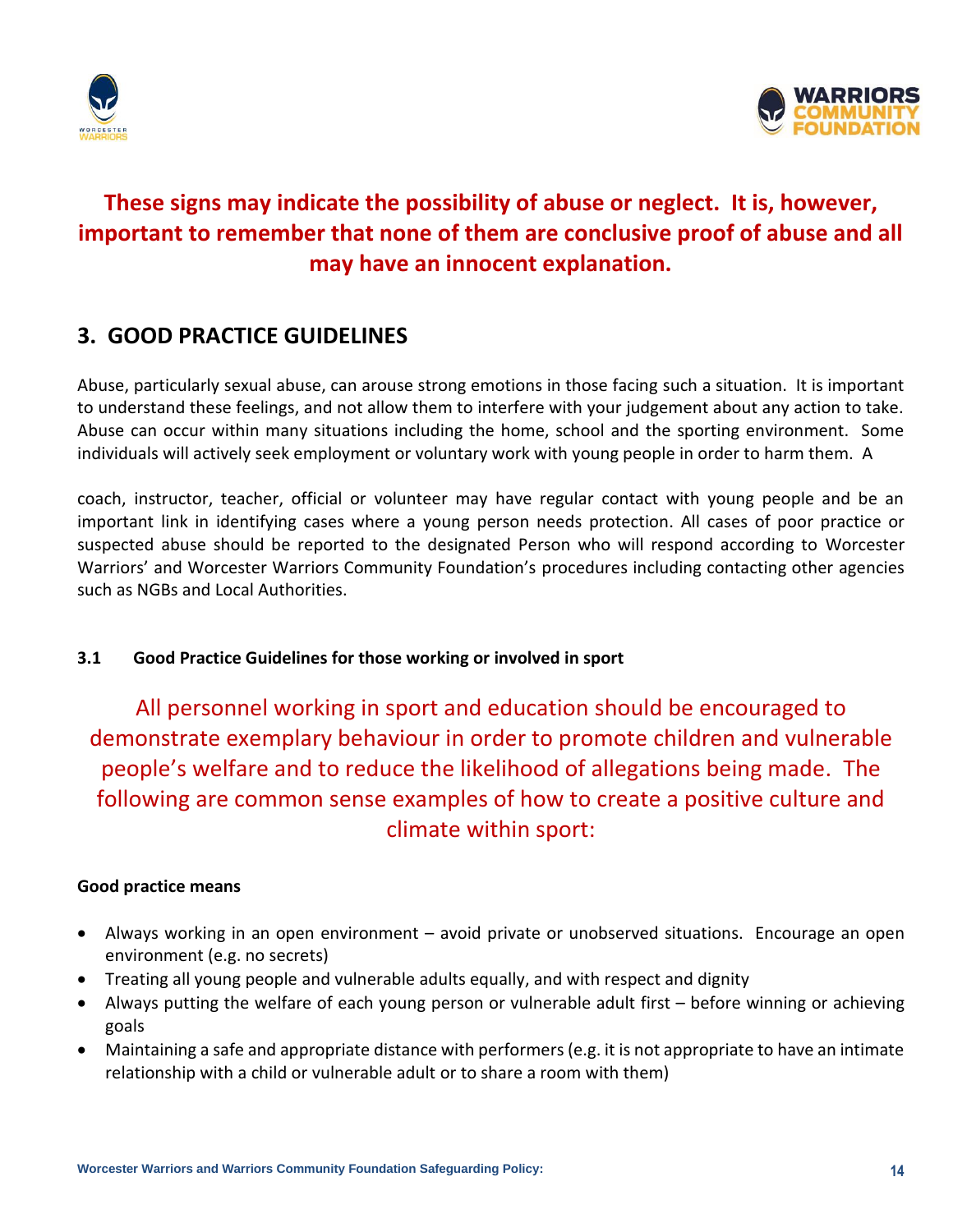**These signs may indicate the possibility of abuse or neglect. It is, however, important to remember that none of them are conclusive proof of abuse and all may have an innocent explanation.**

## 3. GOOD PRACTICE GUIDELINES

Abuse, particularly sexual abuse, can arouse strong emotions in those facing such a situation. It is important to understand these feelings, and not allow them to interfere with your judgement about any action to take. Abuse can occur within many situations including the home, school and the sporting environment. Some individuals will actively seek employment or voluntary work with young people in order to harm them. A coach, instructor, teacher, official or volunteer may have regular contact with young people and be an important link in identifying cases where a young person needs protection. All cases of poor practice or suspected abuse should be reported to the designated Person who will respond according to Worcester Warriors' and Worcester Warriors Community Foundation's procedures including contacting other agencies such as NGBs and Local Authorities.

### 3.1 Good Practice Guidelines for those working or involved in sport

All personnel working in sport and education should be encouraged to demonstrate exemplary behaviour in order to promote children and vulnerable people's welfare and to reduce the likelihood of allegations being made. The following are common sense examples of how to create a positive culture and climate within sport:

**Good practice means**

- Always working in an open environment – avoid private or unobserved situations. Encourage an open environment (e.g. no secrets)
- Treating all young people and vulnerable adults equally, and with respect and dignity
- Always putting the welfare of each young person or vulnerable adult first – before winning or achieving goals
- Maintaining a safe and appropriate distance with performers (e.g. it is not appropriate to have an intimate relationship with a child or vulnerable adult or to share a room with them)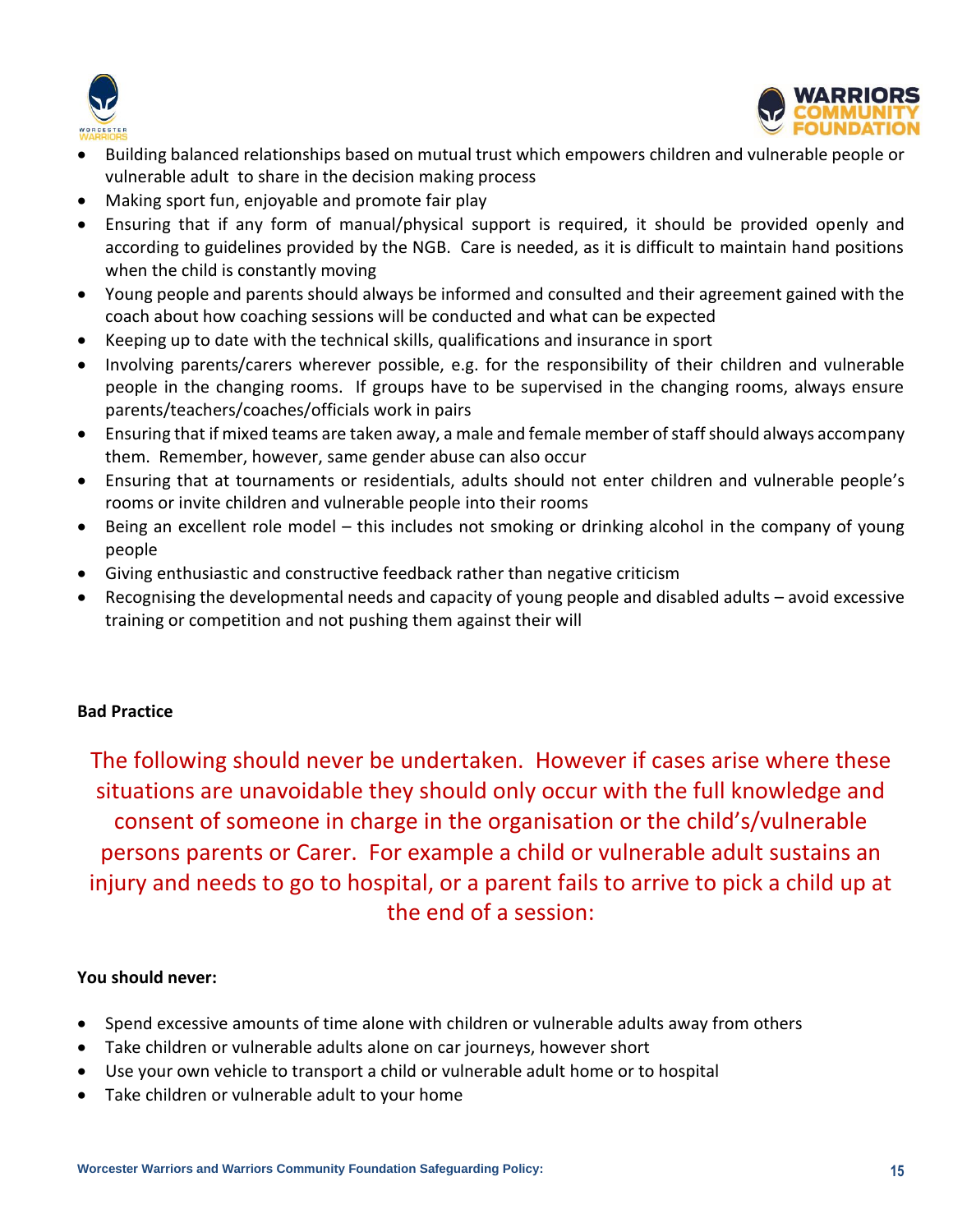- Building balanced relationships based on mutual trust which empowers children and vulnerable people or vulnerable adult to share in the decision making process
- Making sport fun, enjoyable and promote fair play
- Ensuring that if any form of manual/physical support is required, it should be provided openly and according to guidelines provided by the NGB. Care is needed, as it is difficult to maintain hand positions when the child is constantly moving
- Young people and parents should always be informed and consulted and their agreement gained with the coach about how coaching sessions will be conducted and what can be expected
- Keeping up to date with the technical skills, qualifications and insurance in sport
- Involving parents/carers wherever possible, e.g. for the responsibility of their children and vulnerable people in the changing rooms. If groups have to be supervised in the changing rooms, always ensure parents/teachers/coaches/officials work in pairs
- Ensuring that if mixed teams are taken away, a male and female member of staff should always accompany them. Remember, however, same gender abuse can also occur
- Ensuring that at tournaments or residentials, adults should not enter children and vulnerable people's rooms or invite children and vulnerable people into their rooms
- Being an excellent role model – this includes not smoking or drinking alcohol in the company of young people
- Giving enthusiastic and constructive feedback rather than negative criticism
- Recognising the developmental needs and capacity of young people and disabled adults – avoid excessive training or competition and not pushing them against their will

**Bad Practice**

The following should never be undertaken. However if cases arise where these situations are unavoidable they should only occur with the full knowledge and consent of someone in charge in the organisation or the child's/vulnerable persons parents or Carer. For example a child or vulnerable adult sustains an injury and needs to go to hospital, or a parent fails to arrive to pick a child up at the end of a session:

**You should never:**

- Spend excessive amounts of time alone with children or vulnerable adults away from others
- Take children or vulnerable adults alone on car journeys, however short
- Use your own vehicle to transport a child or vulnerable adult home or to hospital
- Take children or vulnerable adult to your home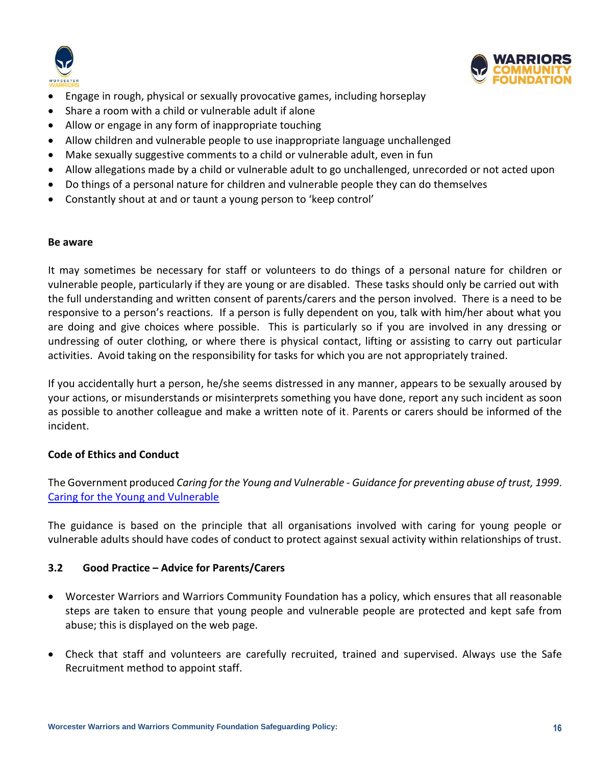- Engage in rough, physical or sexually provocative games, including horseplay
- Share a room with a child or vulnerable adult if alone
- Allow or engage in any form of inappropriate touching
- Allow children and vulnerable people to use inappropriate language unchallenged
- Make sexually suggestive comments to a child or vulnerable adult, even in fun
- Allow allegations made by a child or vulnerable adult to go unchallenged, unrecorded or not acted upon
- Do things of a personal nature for children and vulnerable people they can do themselves
- Constantly shout at and or taunt a young person to 'keep control'

**Be aware**

It may sometimes be necessary for staff or volunteers to do things of a personal nature for children or vulnerable people, particularly if they are young or are disabled. These tasks should only be carried out with the full understanding and written consent of parents/carers and the person involved. There is a need to be responsive to a person's reactions. If a person is fully dependent on you, talk with him/her about what you are doing and give choices where possible. This is particularly so if you are involved in any dressing or undressing of outer clothing, or where there is physical contact, lifting or assisting to carry out particular activities. Avoid taking on the responsibility for tasks for which you are not appropriately trained.

If you accidentally hurt a person, he/she seems distressed in any manner, appears to be sexually aroused by your actions, or misunderstands or misinterprets something you have done, report any such incident as soon as possible to another colleague and make a written note of it. Parents or carers should be informed of the incident.

**Code of Ethics and Conduct**

The Government produced *Caring for the Young and Vulnerable - Guidance for preventing abuse of trust, 1999*.
[Caring for the Young and Vulnerable]

The guidance is based on the principle that all organisations involved with caring for young people or vulnerable adults should have codes of conduct to protect against sexual activity within relationships of trust.

### 3.2 Good Practice – Advice for Parents/Carers

- Worcester Warriors and Warriors Community Foundation has a policy, which ensures that all reasonable steps are taken to ensure that young people and vulnerable people are protected and kept safe from abuse; this is displayed on the web page.

- Check that staff and volunteers are carefully recruited, trained and supervised. Always use the Safe Recruitment method to appoint staff.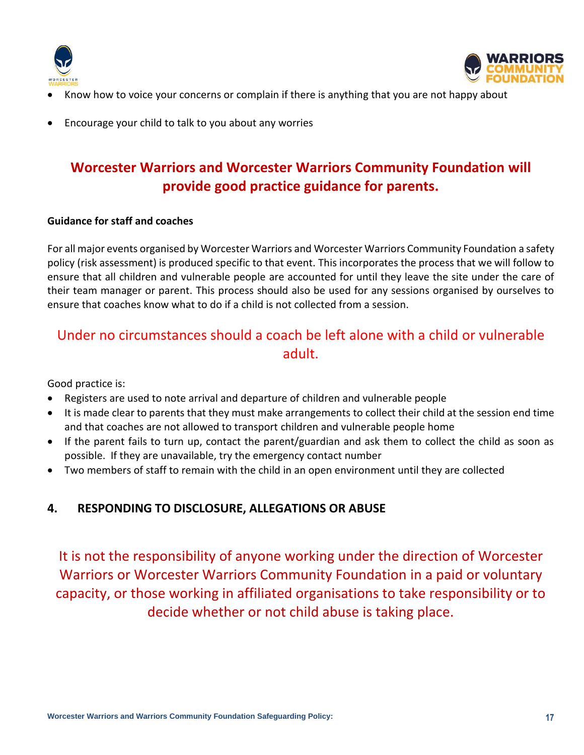- Know how to voice your concerns or complain if there is anything that you are not happy about
- Encourage your child to talk to you about any worries

**Worcester Warriors and Worcester Warriors Community Foundation will provide good practice guidance for parents.**

**Guidance for staff and coaches**

For all major events organised by Worcester Warriors and Worcester Warriors Community Foundation a safety policy (risk assessment) is produced specific to that event. This incorporates the process that we will follow to ensure that all children and vulnerable people are accounted for until they leave the site under the care of their team manager or parent. This process should also be used for any sessions organised by ourselves to ensure that coaches know what to do if a child is not collected from a session.

Under no circumstances should a coach be left alone with a child or vulnerable adult.

Good practice is:

- Registers are used to note arrival and departure of children and vulnerable people
- It is made clear to parents that they must make arrangements to collect their child at the session end time and that coaches are not allowed to transport children and vulnerable people home
- If the parent fails to turn up, contact the parent/guardian and ask them to collect the child as soon as possible. If they are unavailable, try the emergency contact number
- Two members of staff to remain with the child in an open environment until they are collected

## 4. RESPONDING TO DISCLOSURE, ALLEGATIONS OR ABUSE

It is not the responsibility of anyone working under the direction of Worcester Warriors or Worcester Warriors Community Foundation in a paid or voluntary capacity, or those working in affiliated organisations to take responsibility or to decide whether or not child abuse is taking place.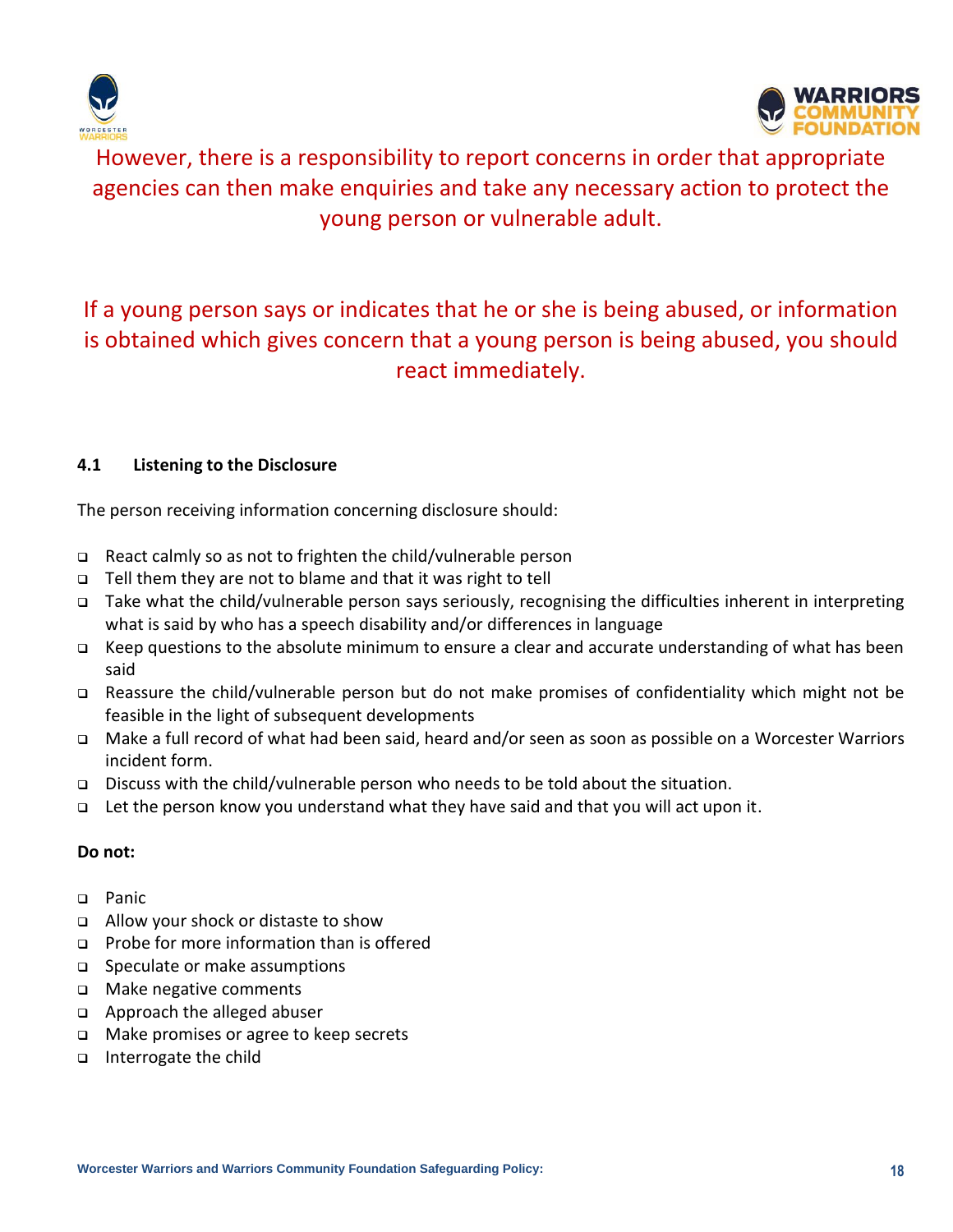However, there is a responsibility to report concerns in order that appropriate agencies can then make enquiries and take any necessary action to protect the young person or vulnerable adult.

If a young person says or indicates that he or she is being abused, or information is obtained which gives concern that a young person is being abused, you should react immediately.

### 4.1 Listening to the Disclosure

The person receiving information concerning disclosure should:

- React calmly so as not to frighten the child/vulnerable person
- Tell them they are not to blame and that it was right to tell
- Take what the child/vulnerable person says seriously, recognising the difficulties inherent in interpreting what is said by who has a speech disability and/or differences in language
- Keep questions to the absolute minimum to ensure a clear and accurate understanding of what has been said
- Reassure the child/vulnerable person but do not make promises of confidentiality which might not be feasible in the light of subsequent developments
- Make a full record of what had been said, heard and/or seen as soon as possible on a Worcester Warriors incident form.
- Discuss with the child/vulnerable person who needs to be told about the situation.
- Let the person know you understand what they have said and that you will act upon it.

**Do not:**

- Panic
- Allow your shock or distaste to show
- Probe for more information than is offered
- Speculate or make assumptions
- Make negative comments
- Approach the alleged abuser
- Make promises or agree to keep secrets
- Interrogate the child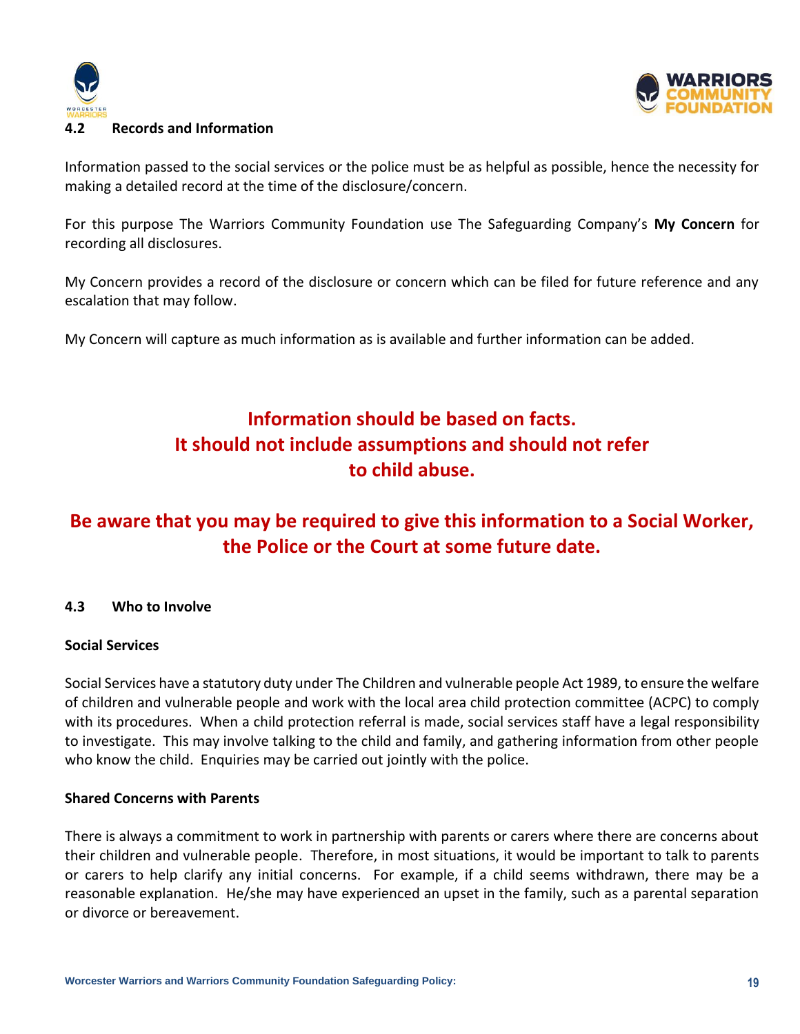### 4.2 Records and Information

Information passed to the social services or the police must be as helpful as possible, hence the necessity for making a detailed record at the time of the disclosure/concern.

For this purpose The Warriors Community Foundation use The Safeguarding Company's **My Concern** for recording all disclosures.

My Concern provides a record of the disclosure or concern which can be filed for future reference and any escalation that may follow.

My Concern will capture as much information as is available and further information can be added.

**Information should be based on facts.**
**It should not include assumptions and should not refer to child abuse.**

**Be aware that you may be required to give this information to a Social Worker, the Police or the Court at some future date.**

### 4.3 Who to Involve

**Social Services**

Social Services have a statutory duty under The Children and vulnerable people Act 1989, to ensure the welfare of children and vulnerable people and work with the local area child protection committee (ACPC) to comply with its procedures. When a child protection referral is made, social services staff have a legal responsibility to investigate. This may involve talking to the child and family, and gathering information from other people who know the child. Enquiries may be carried out jointly with the police.

**Shared Concerns with Parents**

There is always a commitment to work in partnership with parents or carers where there are concerns about their children and vulnerable people. Therefore, in most situations, it would be important to talk to parents or carers to help clarify any initial concerns. For example, if a child seems withdrawn, there may be a reasonable explanation. He/she may have experienced an upset in the family, such as a parental separation or divorce or bereavement.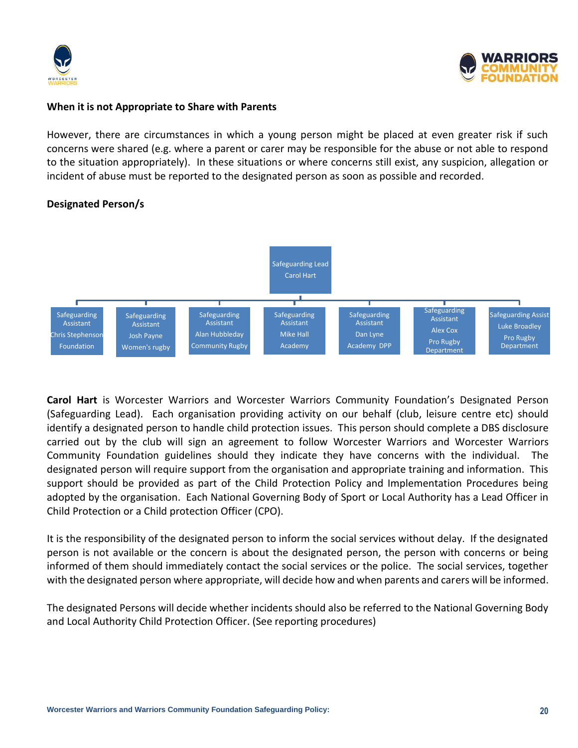### When it is not Appropriate to Share with Parents

However, there are circumstances in which a young person might be placed at even greater risk if such concerns were shared (e.g. where a parent or carer may be responsible for the abuse or not able to respond to the situation appropriately). In these situations or where concerns still exist, any suspicion, allegation or incident of abuse must be reported to the designated person as soon as possible and recorded.

### Designated Person/s

**Safeguarding Lead** – Carol Hart

- Safeguarding Assistant – Chris Stephenson – Foundation
- Safeguarding Assistant – Josh Payne – Women's rugby
- Safeguarding Assistant – Alan Hubbleday – Community Rugby
- Safeguarding Assistant – Mike Hall – Academy
- Safeguarding Assistant – Dan Lyne – Academy DPP
- Safeguarding Assistant – Alex Cox – Pro Rugby Department
- Safeguarding Assist – Luke Broadley – Pro Rugby Department

**Carol Hart** is Worcester Warriors and Worcester Warriors Community Foundation's Designated Person (Safeguarding Lead). Each organisation providing activity on our behalf (club, leisure centre etc) should identify a designated person to handle child protection issues. This person should complete a DBS disclosure carried out by the club will sign an agreement to follow Worcester Warriors and Worcester Warriors Community Foundation guidelines should they indicate they have concerns with the individual. The designated person will require support from the organisation and appropriate training and information. This support should be provided as part of the Child Protection Policy and Implementation Procedures being adopted by the organisation. Each National Governing Body of Sport or Local Authority has a Lead Officer in Child Protection or a Child protection Officer (CPO).

It is the responsibility of the designated person to inform the social services without delay. If the designated person is not available or the concern is about the designated person, the person with concerns or being informed of them should immediately contact the social services or the police. The social services, together with the designated person where appropriate, will decide how and when parents and carers will be informed.

The designated Persons will decide whether incidents should also be referred to the National Governing Body and Local Authority Child Protection Officer. (See reporting procedures)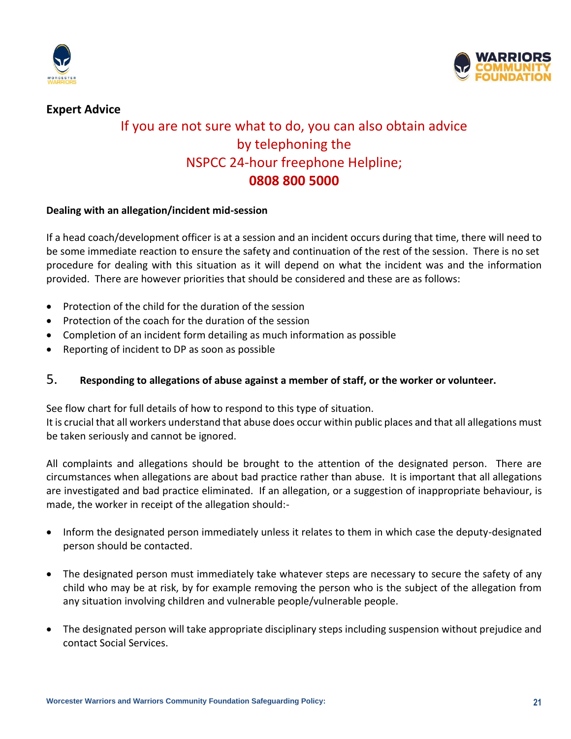**Expert Advice**

If you are not sure what to do, you can also obtain advice by telephoning the NSPCC 24-hour freephone Helpline;

**0808 800 5000**

**Dealing with an allegation/incident mid-session**

If a head coach/development officer is at a session and an incident occurs during that time, there will need to be some immediate reaction to ensure the safety and continuation of the rest of the session. There is no set procedure for dealing with this situation as it will depend on what the incident was and the information provided. There are however priorities that should be considered and these are as follows:

- Protection of the child for the duration of the session
- Protection of the coach for the duration of the session
- Completion of an incident form detailing as much information as possible
- Reporting of incident to DP as soon as possible

## 5. Responding to allegations of abuse against a member of staff, or the worker or volunteer.

See flow chart for full details of how to respond to this type of situation.
It is crucial that all workers understand that abuse does occur within public places and that all allegations must be taken seriously and cannot be ignored.

All complaints and allegations should be brought to the attention of the designated person. There are circumstances when allegations are about bad practice rather than abuse. It is important that all allegations are investigated and bad practice eliminated. If an allegation, or a suggestion of inappropriate behaviour, is made, the worker in receipt of the allegation should:-

- Inform the designated person immediately unless it relates to them in which case the deputy-designated person should be contacted.

- The designated person must immediately take whatever steps are necessary to secure the safety of any child who may be at risk, by for example removing the person who is the subject of the allegation from any situation involving children and vulnerable people/vulnerable people.

- The designated person will take appropriate disciplinary steps including suspension without prejudice and contact Social Services.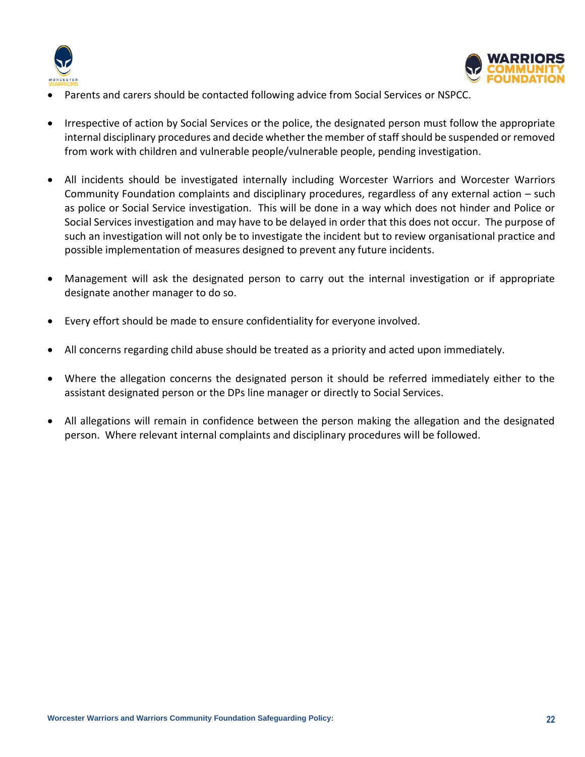- Parents and carers should be contacted following advice from Social Services or NSPCC.

- Irrespective of action by Social Services or the police, the designated person must follow the appropriate internal disciplinary procedures and decide whether the member of staff should be suspended or removed from work with children and vulnerable people/vulnerable people, pending investigation.

- All incidents should be investigated internally including Worcester Warriors and Worcester Warriors Community Foundation complaints and disciplinary procedures, regardless of any external action – such as police or Social Service investigation. This will be done in a way which does not hinder and Police or Social Services investigation and may have to be delayed in order that this does not occur. The purpose of such an investigation will not only be to investigate the incident but to review organisational practice and possible implementation of measures designed to prevent any future incidents.

- Management will ask the designated person to carry out the internal investigation or if appropriate designate another manager to do so.

- Every effort should be made to ensure confidentiality for everyone involved.

- All concerns regarding child abuse should be treated as a priority and acted upon immediately.

- Where the allegation concerns the designated person it should be referred immediately either to the assistant designated person or the DPs line manager or directly to Social Services.

- All allegations will remain in confidence between the person making the allegation and the designated person. Where relevant internal complaints and disciplinary procedures will be followed.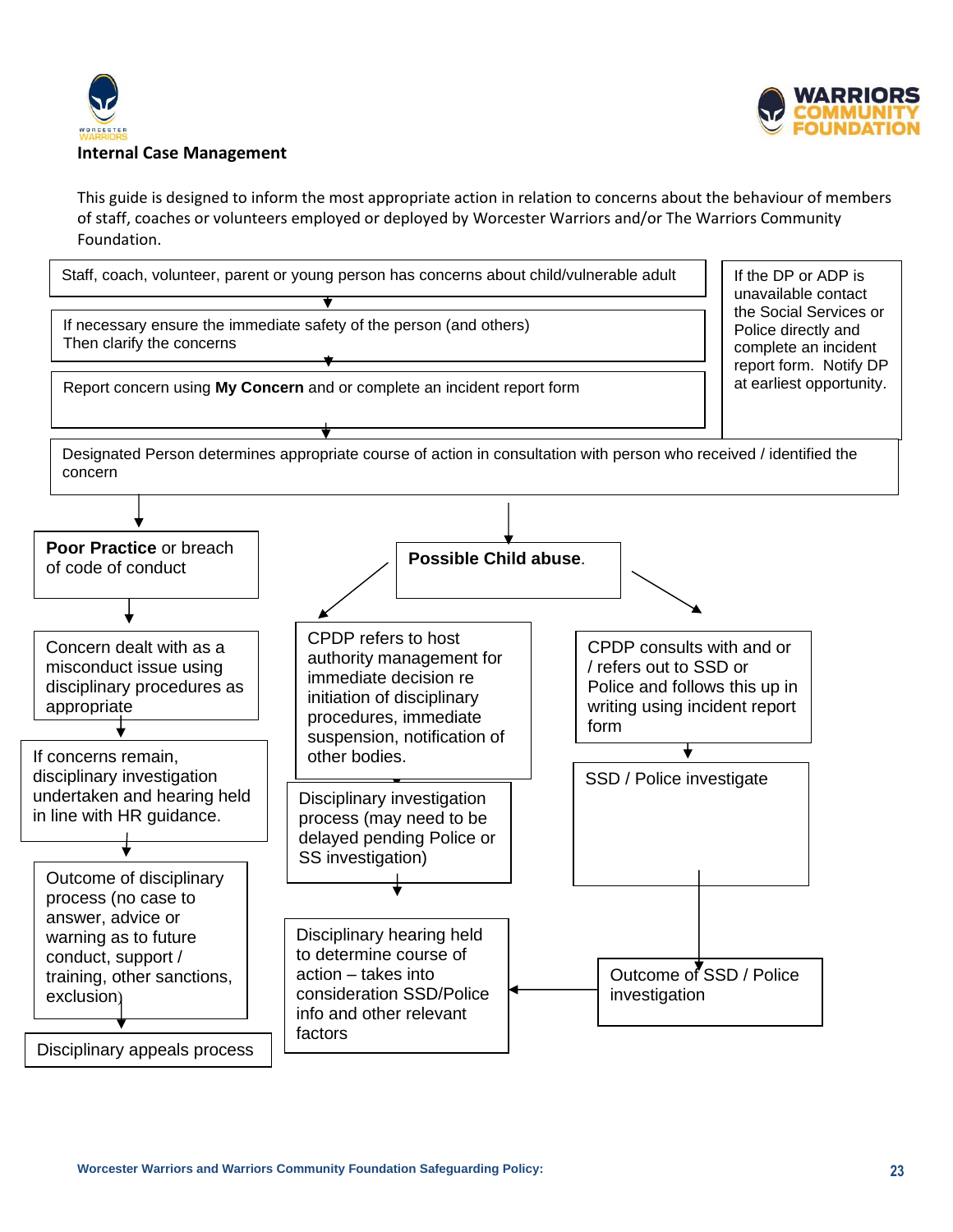## Internal Case Management

This guide is designed to inform the most appropriate action in relation to concerns about the behaviour of members of staff, coaches or volunteers employed or deployed by Worcester Warriors and/or The Warriors Community Foundation.

Staff, coach, volunteer, parent or young person has concerns about child/vulnerable adult

↓

If necessary ensure the immediate safety of the person (and others)
Then clarify the concerns

↓

Report concern using **My Concern** and or complete an incident report form

↓

If the DP or ADP is unavailable contact the Social Services or Police directly and complete an incident report form. Notify DP at earliest opportunity.

Designated Person determines appropriate course of action in consultation with person who received / identified the concern

**Poor Practice** or breach of code of conduct

↓

Concern dealt with as a misconduct issue using disciplinary procedures as appropriate

↓

If concerns remain, disciplinary investigation undertaken and hearing held in line with HR guidance.

↓

Outcome of disciplinary process (no case to answer, advice or warning as to future conduct, support / training, other sanctions, exclusion)

↓

Disciplinary appeals process

**Possible Child abuse**.

CPDP refers to host authority management for immediate decision re initiation of disciplinary procedures, immediate suspension, notification of other bodies.

↓

Disciplinary investigation process (may need to be delayed pending Police or SS investigation)

↓

Disciplinary hearing held to determine course of action – takes into consideration SSD/Police info and other relevant factors

CPDP consults with and or / refers out to SSD or Police and follows this up in writing using incident report form

↓

SSD / Police investigate

↓

Outcome of SSD / Police investigation → Disciplinary hearing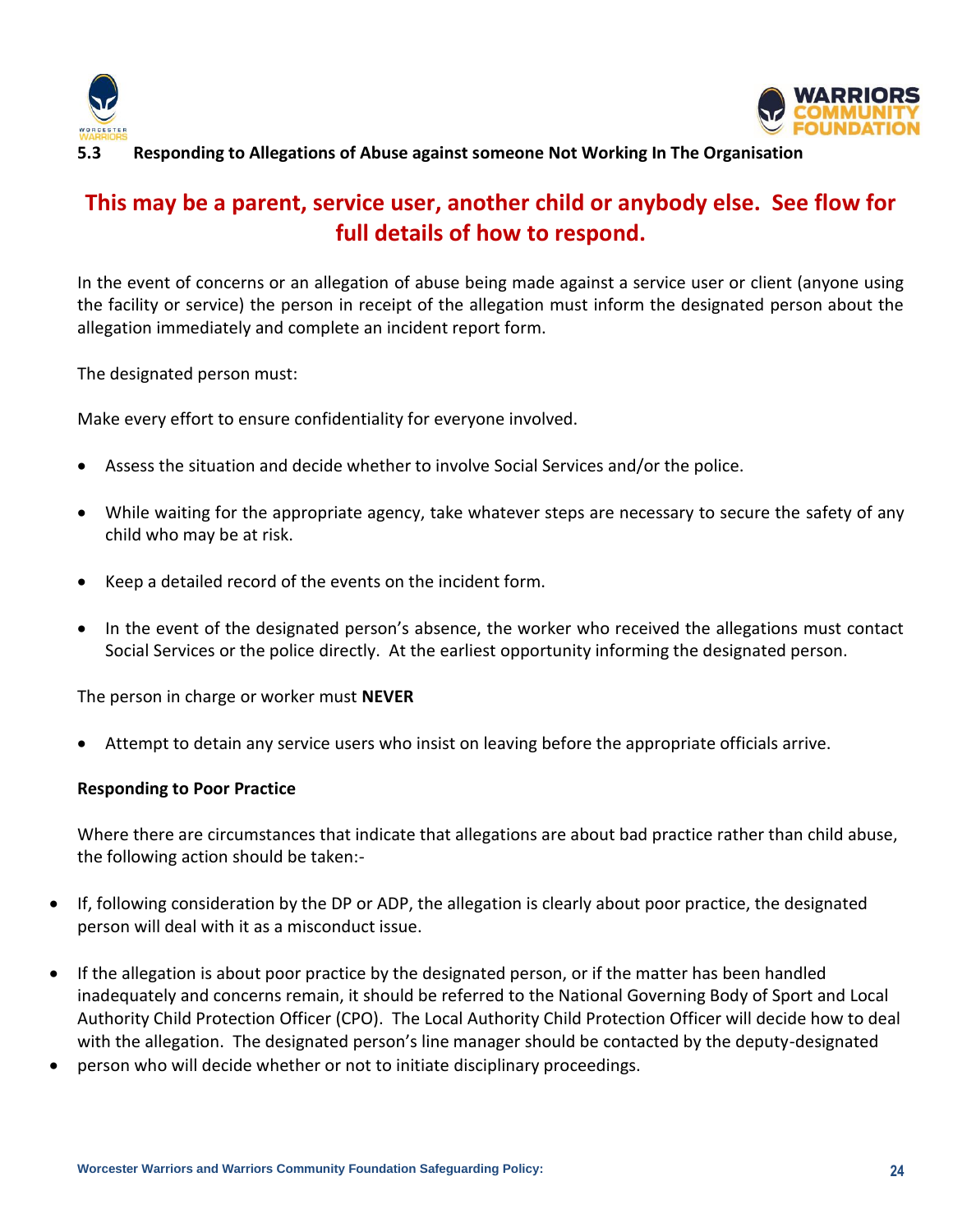### 5.3 Responding to Allegations of Abuse against someone Not Working In The Organisation

## This may be a parent, service user, another child or anybody else. See flow for full details of how to respond.

In the event of concerns or an allegation of abuse being made against a service user or client (anyone using the facility or service) the person in receipt of the allegation must inform the designated person about the allegation immediately and complete an incident report form.

The designated person must:

Make every effort to ensure confidentiality for everyone involved.

- Assess the situation and decide whether to involve Social Services and/or the police.
- While waiting for the appropriate agency, take whatever steps are necessary to secure the safety of any child who may be at risk.
- Keep a detailed record of the events on the incident form.
- In the event of the designated person's absence, the worker who received the allegations must contact Social Services or the police directly. At the earliest opportunity informing the designated person.

The person in charge or worker must **NEVER**

- Attempt to detain any service users who insist on leaving before the appropriate officials arrive.

**Responding to Poor Practice**

Where there are circumstances that indicate that allegations are about bad practice rather than child abuse, the following action should be taken:-

- If, following consideration by the DP or ADP, the allegation is clearly about poor practice, the designated person will deal with it as a misconduct issue.
- If the allegation is about poor practice by the designated person, or if the matter has been handled inadequately and concerns remain, it should be referred to the National Governing Body of Sport and Local Authority Child Protection Officer (CPO). The Local Authority Child Protection Officer will decide how to deal with the allegation. The designated person's line manager should be contacted by the deputy-designated
- person who will decide whether or not to initiate disciplinary proceedings.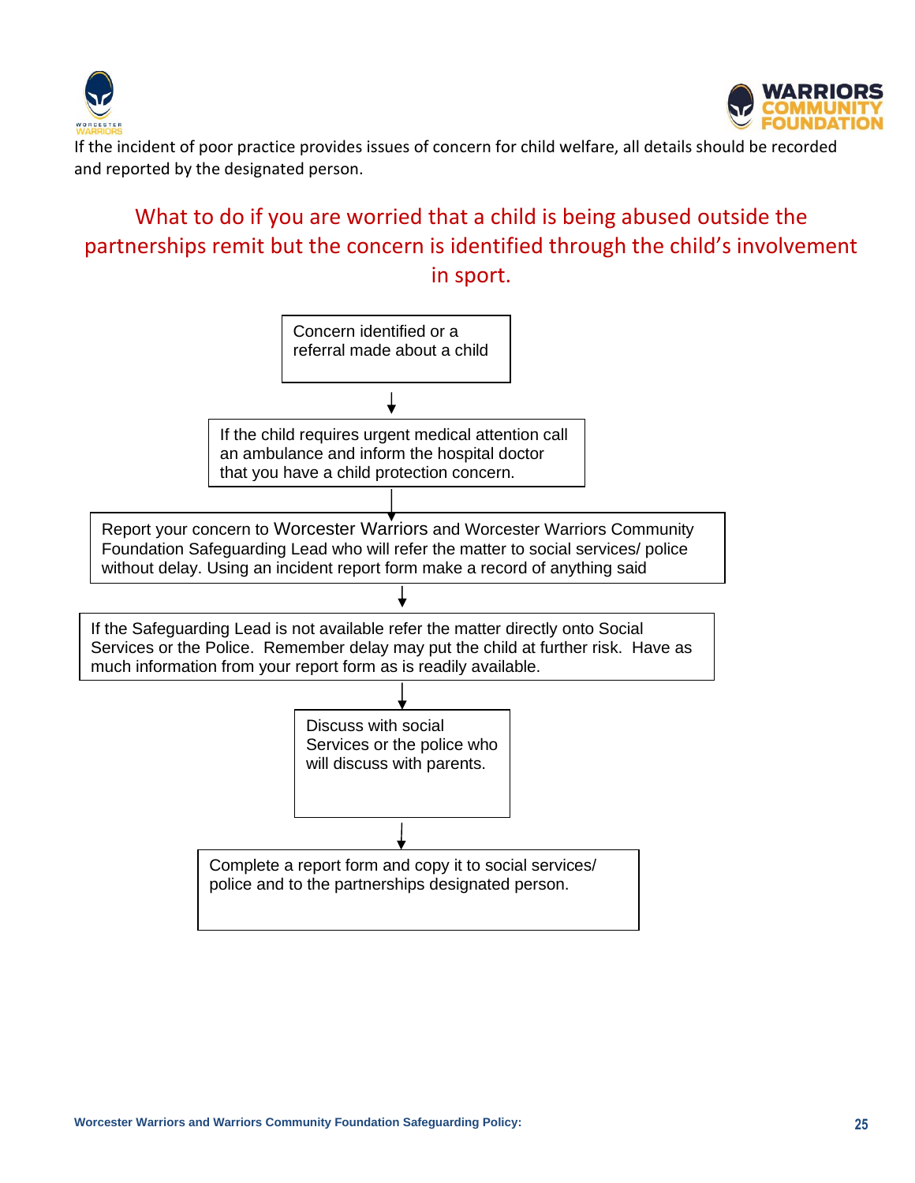If the incident of poor practice provides issues of concern for child welfare, all details should be recorded and reported by the designated person.

## What to do if you are worried that a child is being abused outside the partnerships remit but the concern is identified through the child's involvement in sport.

Concern identified or a referral made about a child

↓

If the child requires urgent medical attention call an ambulance and inform the hospital doctor that you have a child protection concern.

↓

Report your concern to Worcester Warriors and Worcester Warriors Community Foundation Safeguarding Lead who will refer the matter to social services/ police without delay. Using an incident report form make a record of anything said

↓

If the Safeguarding Lead is not available refer the matter directly onto Social Services or the Police. Remember delay may put the child at further risk. Have as much information from your report form as is readily available.

↓

Discuss with social Services or the police who will discuss with parents.

↓

Complete a report form and copy it to social services/ police and to the partnerships designated person.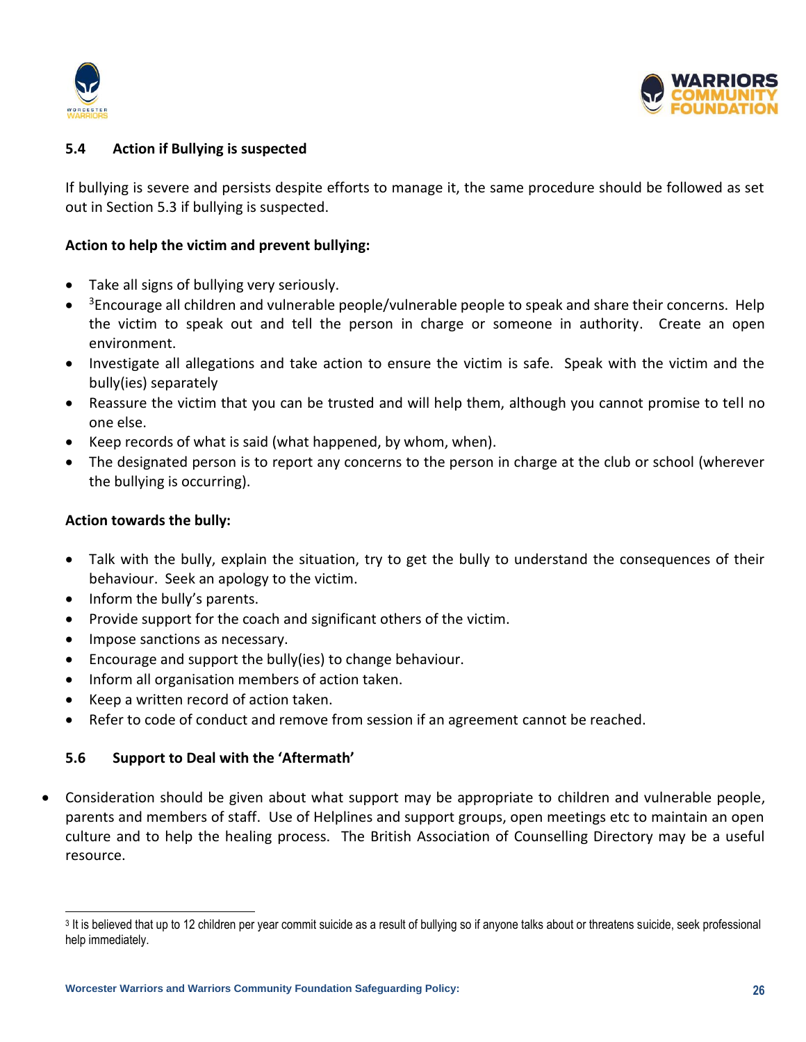### 5.4 Action if Bullying is suspected

If bullying is severe and persists despite efforts to manage it, the same procedure should be followed as set out in Section 5.3 if bullying is suspected.

**Action to help the victim and prevent bullying:**

- Take all signs of bullying very seriously.
- [3]Encourage all children and vulnerable people/vulnerable people to speak and share their concerns. Help the victim to speak out and tell the person in charge or someone in authority. Create an open environment.
- Investigate all allegations and take action to ensure the victim is safe. Speak with the victim and the bully(ies) separately
- Reassure the victim that you can be trusted and will help them, although you cannot promise to tell no one else.
- Keep records of what is said (what happened, by whom, when).
- The designated person is to report any concerns to the person in charge at the club or school (wherever the bullying is occurring).

**Action towards the bully:**

- Talk with the bully, explain the situation, try to get the bully to understand the consequences of their behaviour. Seek an apology to the victim.
- Inform the bully's parents.
- Provide support for the coach and significant others of the victim.
- Impose sanctions as necessary.
- Encourage and support the bully(ies) to change behaviour.
- Inform all organisation members of action taken.
- Keep a written record of action taken.
- Refer to code of conduct and remove from session if an agreement cannot be reached.

### 5.6 Support to Deal with the 'Aftermath'

- Consideration should be given about what support may be appropriate to children and vulnerable people, parents and members of staff. Use of Helplines and support groups, open meetings etc to maintain an open culture and to help the healing process. The British Association of Counselling Directory may be a useful resource.

---

[3] It is believed that up to 12 children per year commit suicide as a result of bullying so if anyone talks about or threatens suicide, seek professional help immediately.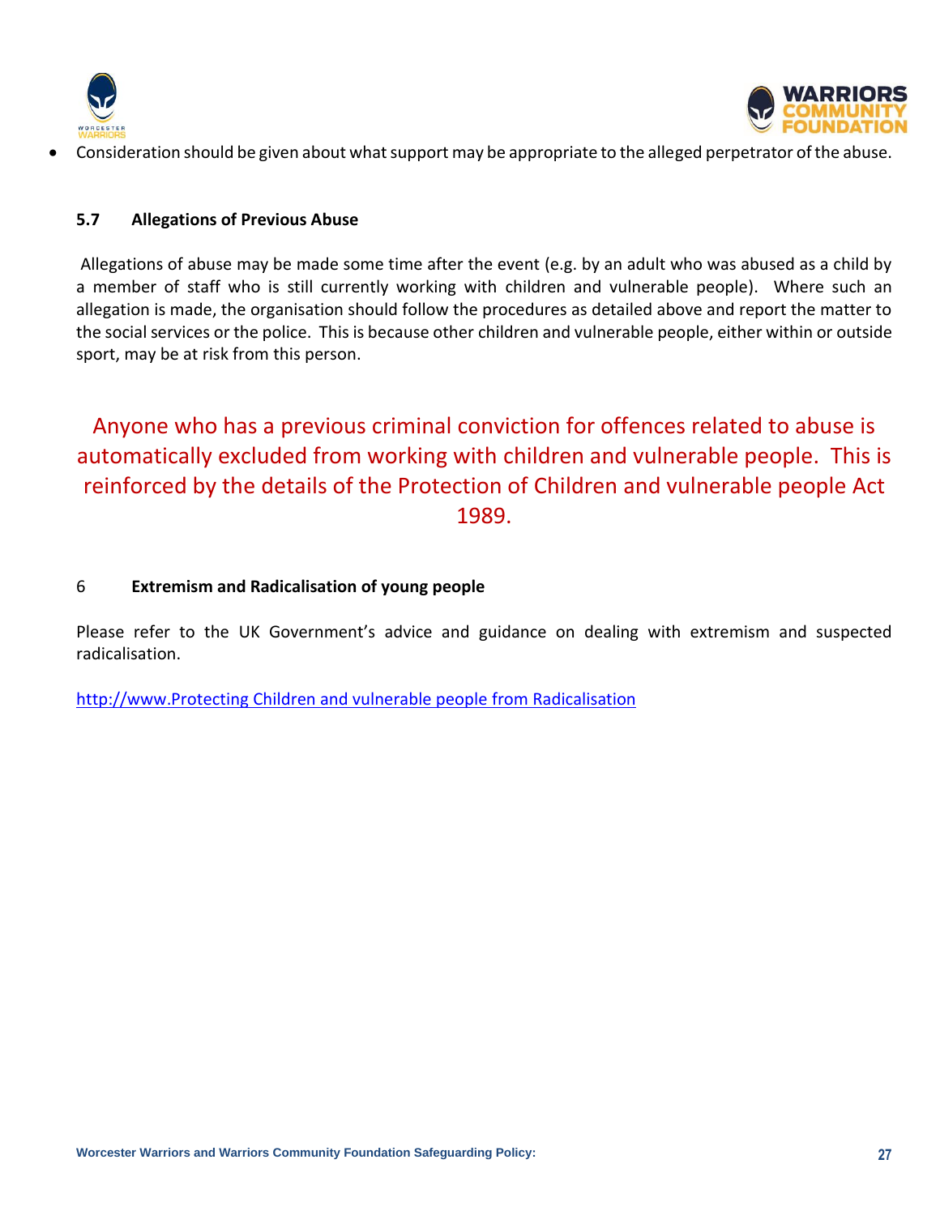- Consideration should be given about what support may be appropriate to the alleged perpetrator of the abuse.

### 5.7 Allegations of Previous Abuse

Allegations of abuse may be made some time after the event (e.g. by an adult who was abused as a child by a member of staff who is still currently working with children and vulnerable people). Where such an allegation is made, the organisation should follow the procedures as detailed above and report the matter to the social services or the police. This is because other children and vulnerable people, either within or outside sport, may be at risk from this person.

Anyone who has a previous criminal conviction for offences related to abuse is automatically excluded from working with children and vulnerable people. This is reinforced by the details of the Protection of Children and vulnerable people Act 1989.

## 6 Extremism and Radicalisation of young people

Please refer to the UK Government's advice and guidance on dealing with extremism and suspected radicalisation.

http://www.Protecting Children and vulnerable people from Radicalisation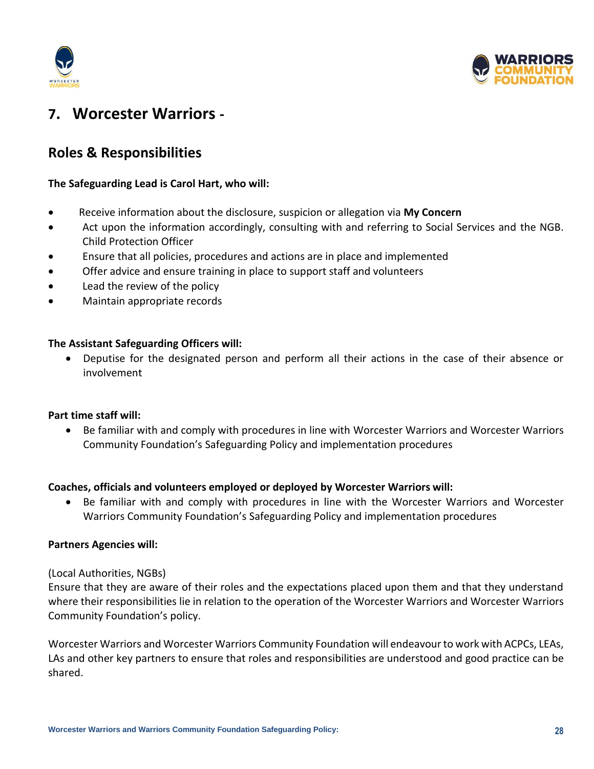## 7. Worcester Warriors -

## Roles & Responsibilities

**The Safeguarding Lead is Carol Hart, who will:**

- Receive information about the disclosure, suspicion or allegation via **My Concern**
- Act upon the information accordingly, consulting with and referring to Social Services and the NGB. Child Protection Officer
- Ensure that all policies, procedures and actions are in place and implemented
- Offer advice and ensure training in place to support staff and volunteers
- Lead the review of the policy
- Maintain appropriate records

**The Assistant Safeguarding Officers will:**

- Deputise for the designated person and perform all their actions in the case of their absence or involvement

**Part time staff will:**

- Be familiar with and comply with procedures in line with Worcester Warriors and Worcester Warriors Community Foundation's Safeguarding Policy and implementation procedures

**Coaches, officials and volunteers employed or deployed by Worcester Warriors will:**

- Be familiar with and comply with procedures in line with the Worcester Warriors and Worcester Warriors Community Foundation's Safeguarding Policy and implementation procedures

**Partners Agencies will:**

(Local Authorities, NGBs)
Ensure that they are aware of their roles and the expectations placed upon them and that they understand where their responsibilities lie in relation to the operation of the Worcester Warriors and Worcester Warriors Community Foundation's policy.

Worcester Warriors and Worcester Warriors Community Foundation will endeavour to work with ACPCs, LEAs, LAs and other key partners to ensure that roles and responsibilities are understood and good practice can be shared.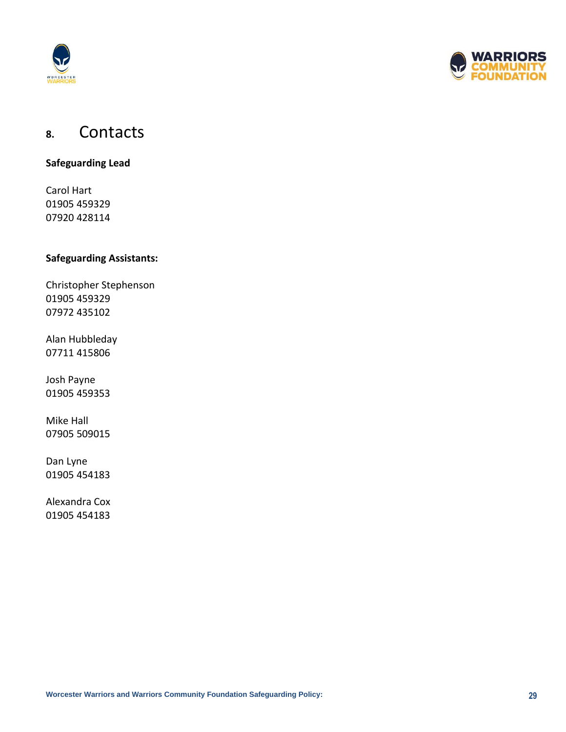## 8. Contacts

**Safeguarding Lead**

Carol Hart
01905 459329
07920 428114

**Safeguarding Assistants:**

Christopher Stephenson
01905 459329
07972 435102

Alan Hubbleday
07711 415806

Josh Payne
01905 459353

Mike Hall
07905 509015

Dan Lyne
01905 454183

Alexandra Cox
01905 454183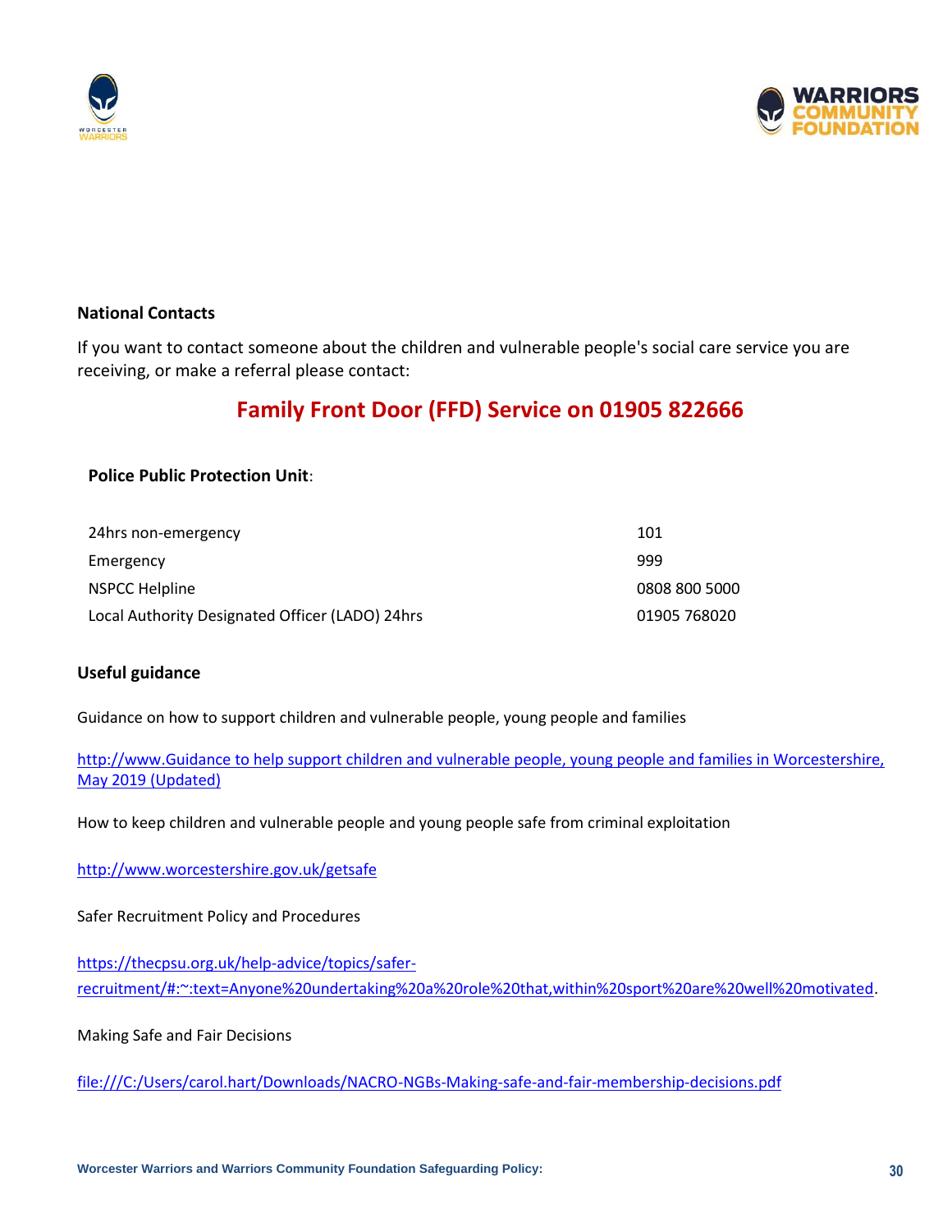**National Contacts**

If you want to contact someone about the children and vulnerable people's social care service you are receiving, or make a referral please contact:

## Family Front Door (FFD) Service on 01905 822666

**Police Public Protection Unit**:

| | |
|---|---|
| 24hrs non-emergency | 101 |
| Emergency | 999 |
| NSPCC Helpline | 0808 800 5000 |
| Local Authority Designated Officer (LADO) 24hrs | 01905 768020 |

**Useful guidance**

Guidance on how to support children and vulnerable people, young people and families

http://www.Guidance to help support children and vulnerable people, young people and families in Worcestershire, May 2019 (Updated)

How to keep children and vulnerable people and young people safe from criminal exploitation

http://www.worcestershire.gov.uk/getsafe

Safer Recruitment Policy and Procedures

https://thecpsu.org.uk/help-advice/topics/safer-recruitment/#:~:text=Anyone%20undertaking%20a%20role%20that,within%20sport%20are%20well%20motivated.

Making Safe and Fair Decisions

file:///C:/Users/carol.hart/Downloads/NACRO-NGBs-Making-safe-and-fair-membership-decisions.pdf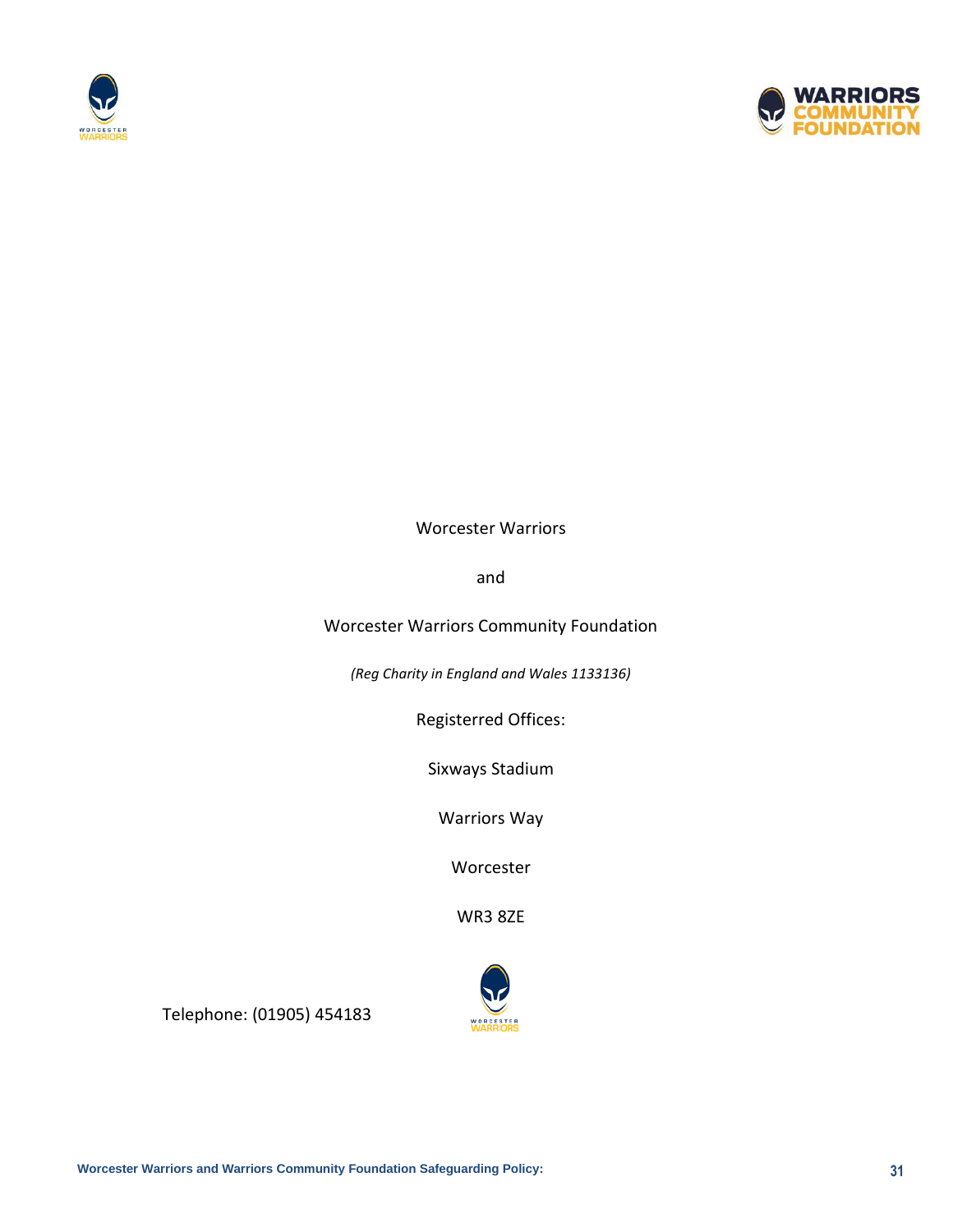Worcester Warriors

and

Worcester Warriors Community Foundation

*(Reg Charity in England and Wales 1133136)*

Registerred Offices:

Sixways Stadium

Warriors Way

Worcester

WR3 8ZE

Telephone: (01905) 454183